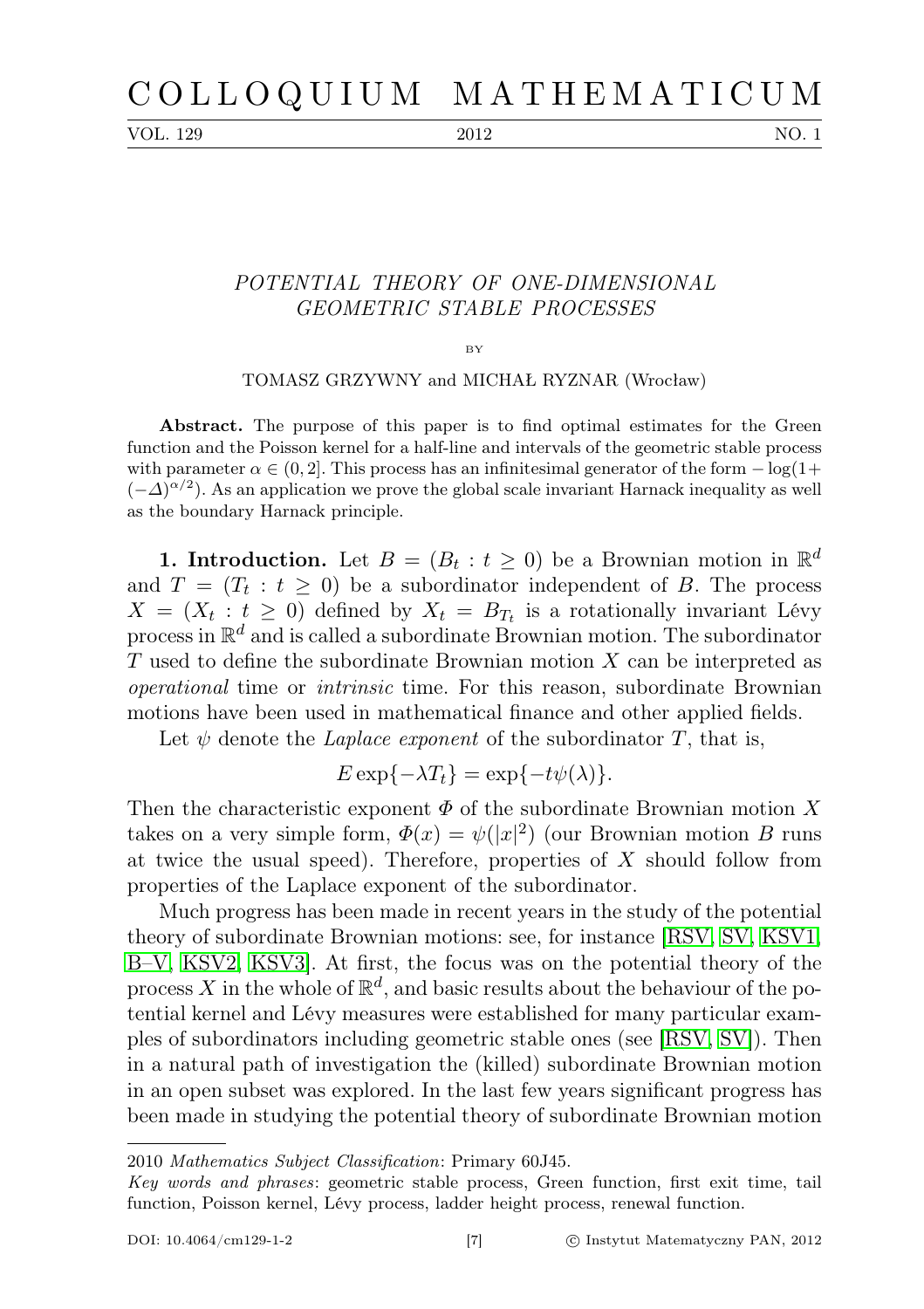# POTENTIAL THEORY OF ONE-DIMENSIONAL GEOMETRIC STABLE PROCESSES

BY

TOMASZ GRZYWNY and MICHAŁ RYZNAR (Wrocław)

**Abstract.** The purpose of this paper is to find optimal estimates for the Green function and the Poisson kernel for a half-line and intervals of the geometric stable process with parameter $\alpha \in (0, 2]$. This process has an infinitesimal generator of the form $-\log(1+(-\Delta)^{\alpha/2})$. As an application we prove the global scale invariant Harnack inequality as well as the boundary Harnack principle.

**1. Introduction.** Let $B = (B_t : t \geq 0)$ be a Brownian motion in $\mathbb{R}^d$ and $T = (T_t : t \geq 0)$ be a subordinator independent of $B$. The process $X = (X_t : t \geq 0)$ defined by $X_t = B_{T_t}$ is a rotationally invariant Lévy process in $\mathbb{R}^d$ and is called a subordinate Brownian motion. The subordinator $T$ used to define the subordinate Brownian motion $X$ can be interpreted as *operational* time or *intrinsic* time. For this reason, subordinate Brownian motions have been used in mathematical finance and other applied fields.

Let $\psi$ denote the *Laplace exponent* of the subordinator $T$, that is,

$$E \exp\{-\lambda T_t\} = \exp\{-t\psi(\lambda)\}.$$

Then the characteristic exponent $\Phi$ of the subordinate Brownian motion $X$ takes on a very simple form, $\Phi(x) = \psi(|x|^2)$ (our Brownian motion $B$ runs at twice the usual speed). Therefore, properties of $X$ should follow from properties of the Laplace exponent of the subordinator.

Much progress has been made in recent years in the study of the potential theory of subordinate Brownian motions: see, for instance [RSV, SV, KSV1, B–V, KSV2, KSV3]. At first, the focus was on the potential theory of the process $X$ in the whole of $\mathbb{R}^d$, and basic results about the behaviour of the potential kernel and Lévy measures were established for many particular examples of subordinators including geometric stable ones (see [RSV, SV]). Then in a natural path of investigation the (killed) subordinate Brownian motion in an open subset was explored. In the last few years significant progress has been made in studying the potential theory of subordinate Brownian motion

---

2010 *Mathematics Subject Classification*: Primary 60J45.

*Key words and phrases*: geometric stable process, Green function, first exit time, tail function, Poisson kernel, Lévy process, ladder height process, renewal function.

DOI: 10.4064/cm129-1-2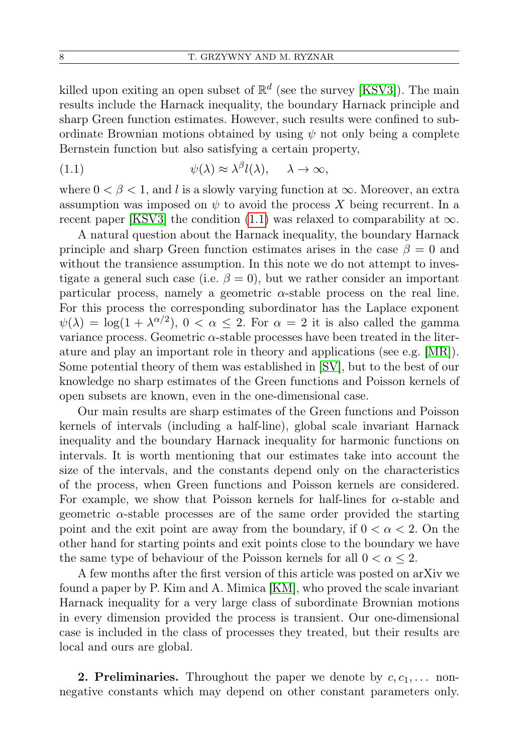killed upon exiting an open subset of $\mathbb{R}^d$ (see the survey [KSV3]). The main results include the Harnack inequality, the boundary Harnack principle and sharp Green function estimates. However, such results were confined to subordinate Brownian motions obtained by using $\psi$ not only being a complete Bernstein function but also satisfying a certain property,

$$\psi(\lambda) \approx \lambda^{\beta} l(\lambda), \quad \lambda \to \infty, \tag{1.1}$$

where $0 < \beta < 1$, and $l$ is a slowly varying function at $\infty$. Moreover, an extra assumption was imposed on $\psi$ to avoid the process $X$ being recurrent. In a recent paper [KSV3] the condition (1.1) was relaxed to comparability at $\infty$.

A natural question about the Harnack inequality, the boundary Harnack principle and sharp Green function estimates arises in the case $\beta = 0$ and without the transience assumption. In this note we do not attempt to investigate a general such case (i.e. $\beta = 0$), but we rather consider an important particular process, namely a geometric $\alpha$-stable process on the real line. For this process the corresponding subordinator has the Laplace exponent $\psi(\lambda) = \log(1 + \lambda^{\alpha/2})$, $0 < \alpha \leq 2$. For $\alpha = 2$ it is also called the gamma variance process. Geometric $\alpha$-stable processes have been treated in the literature and play an important role in theory and applications (see e.g. [MR]). Some potential theory of them was established in [SV], but to the best of our knowledge no sharp estimates of the Green functions and Poisson kernels of open subsets are known, even in the one-dimensional case.

Our main results are sharp estimates of the Green functions and Poisson kernels of intervals (including a half-line), global scale invariant Harnack inequality and the boundary Harnack inequality for harmonic functions on intervals. It is worth mentioning that our estimates take into account the size of the intervals, and the constants depend only on the characteristics of the process, when Green functions and Poisson kernels are considered. For example, we show that Poisson kernels for half-lines for $\alpha$-stable and geometric $\alpha$-stable processes are of the same order provided the starting point and the exit point are away from the boundary, if $0 < \alpha < 2$. On the other hand for starting points and exit points close to the boundary we have the same type of behaviour of the Poisson kernels for all $0 < \alpha \leq 2$.

A few months after the first version of this article was posted on arXiv we found a paper by P. Kim and A. Mimica [KM], who proved the scale invariant Harnack inequality for a very large class of subordinate Brownian motions in every dimension provided the process is transient. Our one-dimensional case is included in the class of processes they treated, but their results are local and ours are global.

## 2. Preliminaries.

Throughout the paper we denote by $c, c_1, \ldots$ nonnegative constants which may depend on other constant parameters only.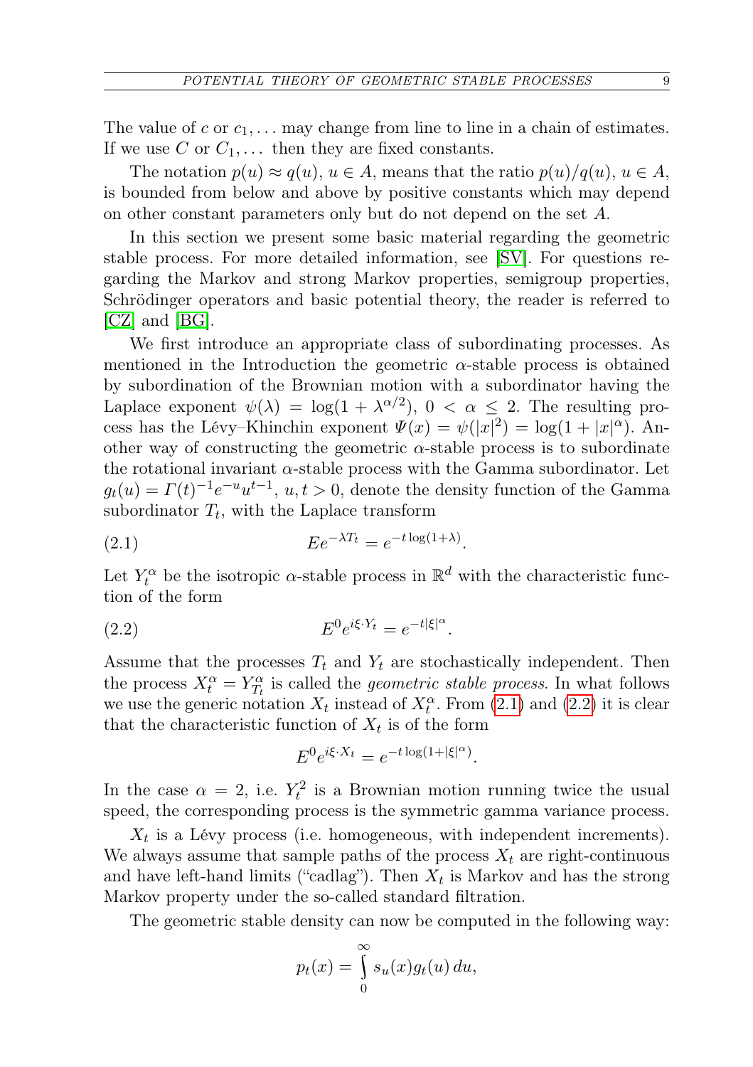The value of $c$ or $c_1, \ldots$ may change from line to line in a chain of estimates. If we use $C$ or $C_1, \ldots$ then they are fixed constants.

The notation $p(u) \approx q(u)$, $u \in A$, means that the ratio $p(u)/q(u)$, $u \in A$, is bounded from below and above by positive constants which may depend on other constant parameters only but do not depend on the set $A$.

In this section we present some basic material regarding the geometric stable process. For more detailed information, see [SV]. For questions regarding the Markov and strong Markov properties, semigroup properties, Schrödinger operators and basic potential theory, the reader is referred to [CZ] and [BG].

We first introduce an appropriate class of subordinating processes. As mentioned in the Introduction the geometric $\alpha$-stable process is obtained by subordination of the Brownian motion with a subordinator having the Laplace exponent $\psi(\lambda) = \log(1 + \lambda^{\alpha/2})$, $0 < \alpha \leq 2$. The resulting process has the Lévy–Khinchin exponent $\Psi(x) = \psi(|x|^2) = \log(1 + |x|^\alpha)$. Another way of constructing the geometric $\alpha$-stable process is to subordinate the rotational invariant $\alpha$-stable process with the Gamma subordinator. Let $g_t(u) = \Gamma(t)^{-1} e^{-u} u^{t-1}$, $u, t > 0$, denote the density function of the Gamma subordinator $T_t$, with the Laplace transform

$$E e^{-\lambda T_t} = e^{-t \log(1+\lambda)}. \tag{2.1}$$

Let $Y_t^\alpha$ be the isotropic $\alpha$-stable process in $\mathbb{R}^d$ with the characteristic function of the form

$$E^0 e^{i\xi \cdot Y_t} = e^{-t|\xi|^\alpha}. \tag{2.2}$$

Assume that the processes $T_t$ and $Y_t$ are stochastically independent. Then the process $X_t^\alpha = Y_{T_t}^\alpha$ is called the *geometric stable process*. In what follows we use the generic notation $X_t$ instead of $X_t^\alpha$. From (2.1) and (2.2) it is clear that the characteristic function of $X_t$ is of the form

$$E^0 e^{i\xi \cdot X_t} = e^{-t \log(1+|\xi|^\alpha)}.$$

In the case $\alpha = 2$, i.e. $Y_t^2$ is a Brownian motion running twice the usual speed, the corresponding process is the symmetric gamma variance process.

$X_t$ is a Lévy process (i.e. homogeneous, with independent increments). We always assume that sample paths of the process $X_t$ are right-continuous and have left-hand limits ("cadlag"). Then $X_t$ is Markov and has the strong Markov property under the so-called standard filtration.

The geometric stable density can now be computed in the following way:

$$p_t(x) = \int_0^\infty s_u(x) g_t(u)\, du,$$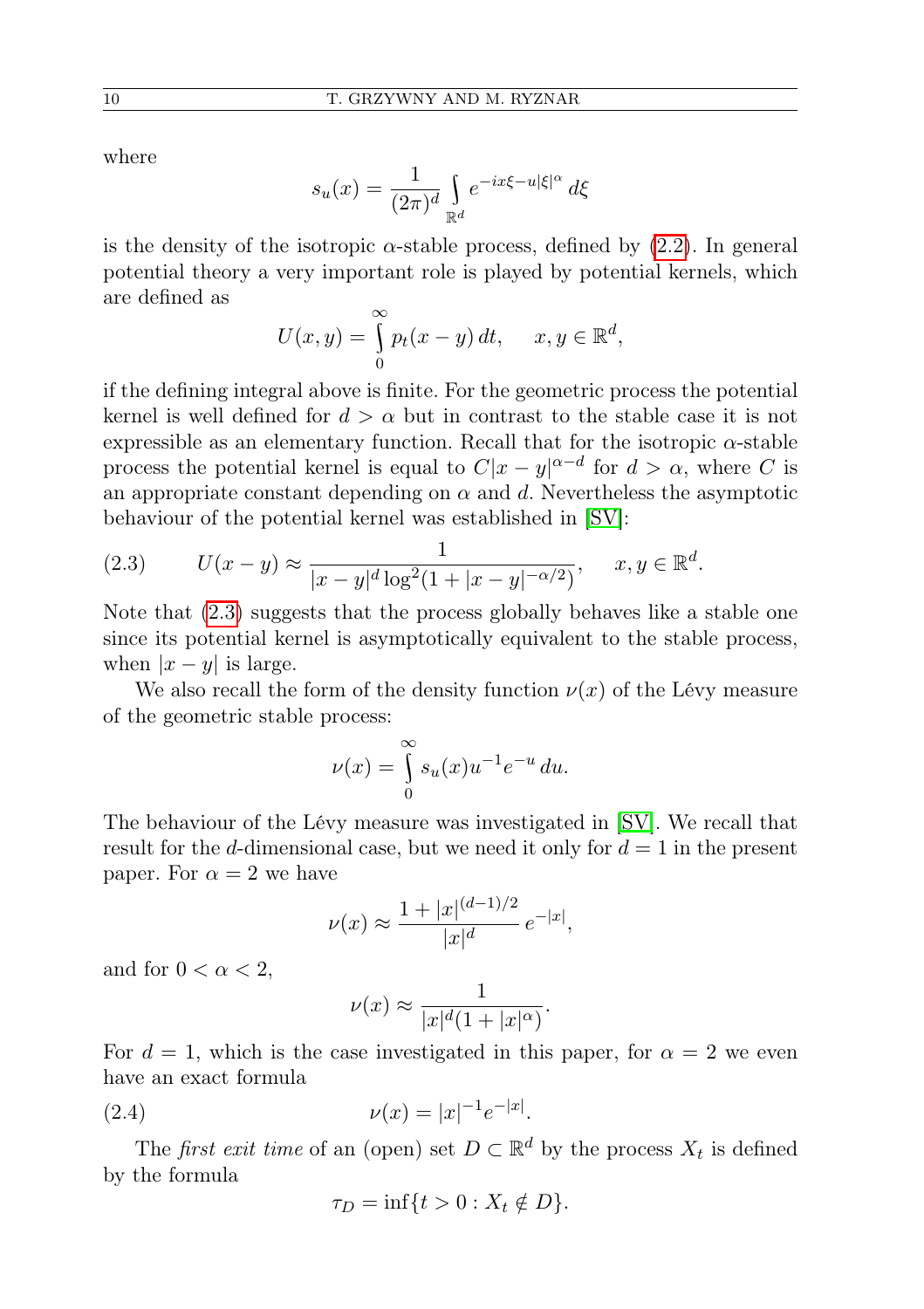where

$$s_u(x) = \frac{1}{(2\pi)^d} \int_{\mathbb{R}^d} e^{-ix\xi - u|\xi|^\alpha}\, d\xi$$

is the density of the isotropic $\alpha$-stable process, defined by (2.2). In general potential theory a very important role is played by potential kernels, which are defined as

$$U(x,y) = \int_0^\infty p_t(x-y)\, dt, \qquad x, y \in \mathbb{R}^d,$$

if the defining integral above is finite. For the geometric process the potential kernel is well defined for $d > \alpha$ but in contrast to the stable case it is not expressible as an elementary function. Recall that for the isotropic $\alpha$-stable process the potential kernel is equal to $C|x-y|^{\alpha-d}$ for $d > \alpha$, where $C$ is an appropriate constant depending on $\alpha$ and $d$. Nevertheless the asymptotic behaviour of the potential kernel was established in [SV]:

$$U(x-y) \approx \frac{1}{|x-y|^d \log^2(1+|x-y|^{-\alpha/2})}, \qquad x, y \in \mathbb{R}^d. \tag{2.3}$$

Note that (2.3) suggests that the process globally behaves like a stable one since its potential kernel is asymptotically equivalent to the stable process, when $|x-y|$ is large.

We also recall the form of the density function $\nu(x)$ of the Lévy measure of the geometric stable process:

$$\nu(x) = \int_0^\infty s_u(x) u^{-1} e^{-u}\, du.$$

The behaviour of the Lévy measure was investigated in [SV]. We recall that result for the $d$-dimensional case, but we need it only for $d = 1$ in the present paper. For $\alpha = 2$ we have

$$\nu(x) \approx \frac{1 + |x|^{(d-1)/2}}{|x|^d}\, e^{-|x|},$$

and for $0 < \alpha < 2$,

$$\nu(x) \approx \frac{1}{|x|^d(1+|x|^\alpha)}.$$

For $d = 1$, which is the case investigated in this paper, for $\alpha = 2$ we even have an exact formula

$$\nu(x) = |x|^{-1} e^{-|x|}. \tag{2.4}$$

The *first exit time* of an (open) set $D \subset \mathbb{R}^d$ by the process $X_t$ is defined by the formula

$$\tau_D = \inf\{t > 0 : X_t \notin D\}.$$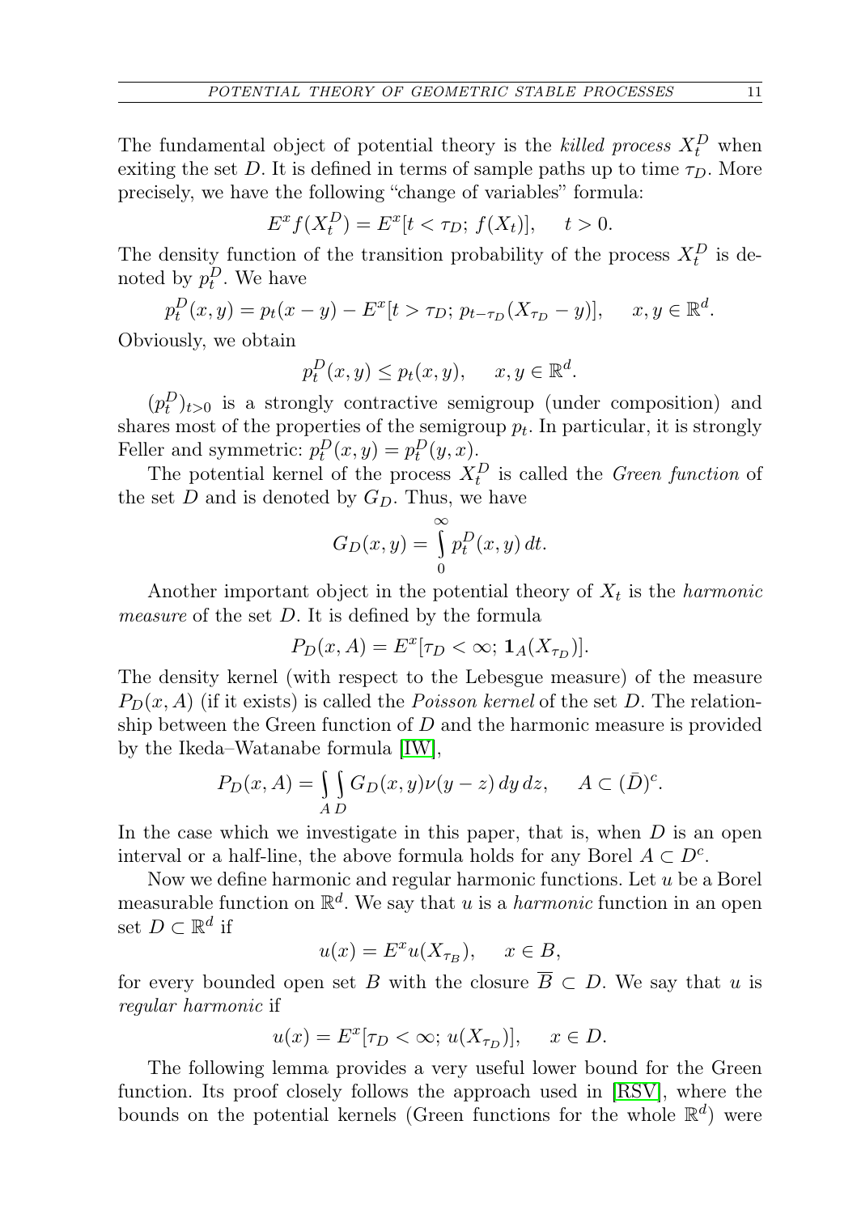The fundamental object of potential theory is the *killed process* $X_t^D$ when exiting the set $D$. It is defined in terms of sample paths up to time $\tau_D$. More precisely, we have the following "change of variables" formula:

$$E^x f(X_t^D) = E^x[t < \tau_D;\, f(X_t)], \quad t > 0.$$

The density function of the transition probability of the process $X_t^D$ is denoted by $p_t^D$. We have

$$p_t^D(x,y) = p_t(x-y) - E^x[t > \tau_D;\, p_{t-\tau_D}(X_{\tau_D} - y)], \quad x, y \in \mathbb{R}^d.$$

Obviously, we obtain

$$p_t^D(x,y) \le p_t(x,y), \quad x, y \in \mathbb{R}^d.$$

$(p_t^D)_{t>0}$ is a strongly contractive semigroup (under composition) and shares most of the properties of the semigroup $p_t$. In particular, it is strongly Feller and symmetric: $p_t^D(x,y) = p_t^D(y,x)$.

The potential kernel of the process $X_t^D$ is called the *Green function* of the set $D$ and is denoted by $G_D$. Thus, we have

$$G_D(x,y) = \int_0^\infty p_t^D(x,y)\, dt.$$

Another important object in the potential theory of $X_t$ is the *harmonic measure* of the set $D$. It is defined by the formula

$$P_D(x,A) = E^x[\tau_D < \infty;\, \mathbf{1}_A(X_{\tau_D})].$$

The density kernel (with respect to the Lebesgue measure) of the measure $P_D(x,A)$ (if it exists) is called the *Poisson kernel* of the set $D$. The relationship between the Green function of $D$ and the harmonic measure is provided by the Ikeda–Watanabe formula [IW],

$$P_D(x,A) = \int_A \int_D G_D(x,y)\nu(y-z)\, dy\, dz, \quad A \subset (\bar{D})^c.$$

In the case which we investigate in this paper, that is, when $D$ is an open interval or a half-line, the above formula holds for any Borel $A \subset D^c$.

Now we define harmonic and regular harmonic functions. Let $u$ be a Borel measurable function on $\mathbb{R}^d$. We say that $u$ is a *harmonic* function in an open set $D \subset \mathbb{R}^d$ if

$$u(x) = E^x u(X_{\tau_B}), \quad x \in B,$$

for every bounded open set $B$ with the closure $\overline{B} \subset D$. We say that $u$ is *regular harmonic* if

$$u(x) = E^x[\tau_D < \infty;\, u(X_{\tau_D})], \quad x \in D.$$

The following lemma provides a very useful lower bound for the Green function. Its proof closely follows the approach used in [RSV], where the bounds on the potential kernels (Green functions for the whole $\mathbb{R}^d$) were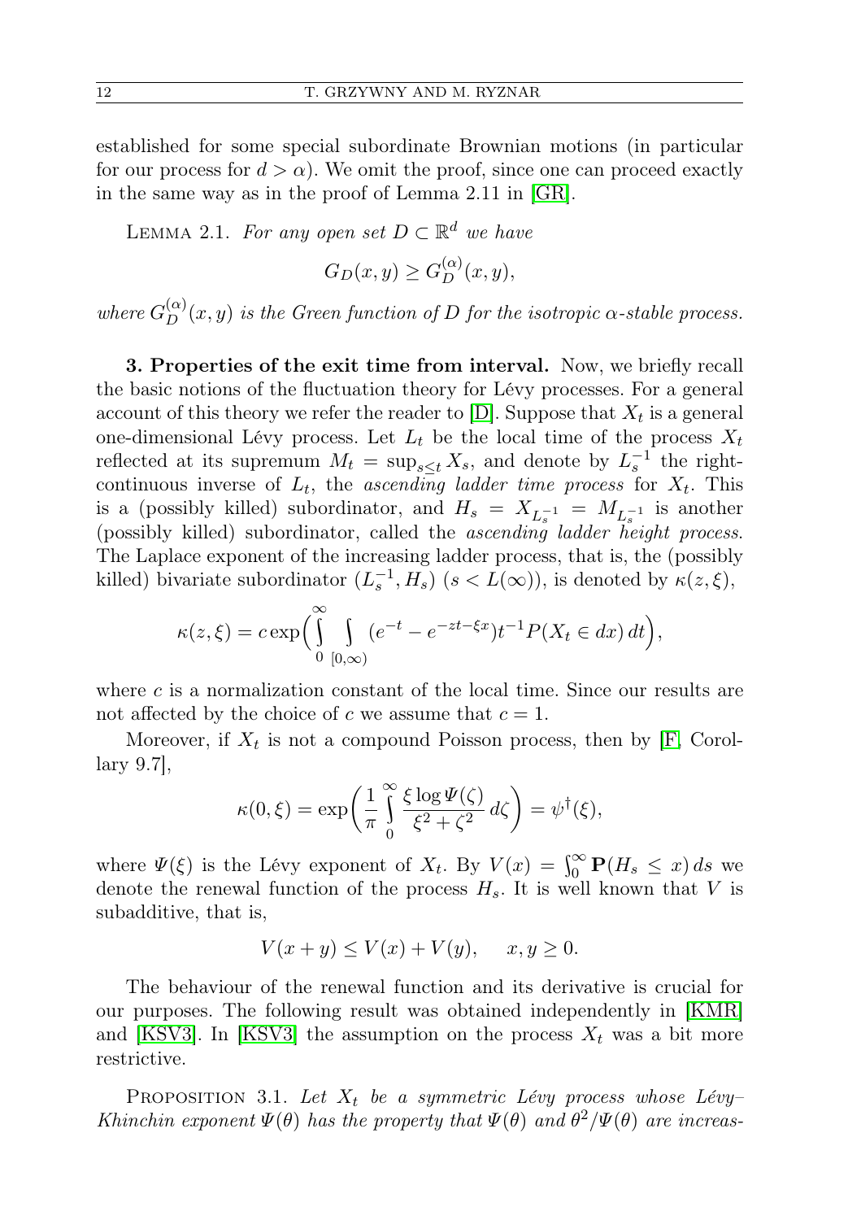established for some special subordinate Brownian motions (in particular for our process for $d > \alpha$). We omit the proof, since one can proceed exactly in the same way as in the proof of Lemma 2.11 in [GR].

LEMMA 2.1. *For any open set $D \subset \mathbb{R}^d$ we have*

$$G_D(x,y) \geq G_D^{(\alpha)}(x,y),$$

*where $G_D^{(\alpha)}(x,y)$ is the Green function of $D$ for the isotropic $\alpha$-stable process.*

**3. Properties of the exit time from interval.** Now, we briefly recall the basic notions of the fluctuation theory for Lévy processes. For a general account of this theory we refer the reader to [D]. Suppose that $X_t$ is a general one-dimensional Lévy process. Let $L_t$ be the local time of the process $X_t$ reflected at its supremum $M_t = \sup_{s \leq t} X_s$, and denote by $L_s^{-1}$ the right-continuous inverse of $L_t$, the *ascending ladder time process* for $X_t$. This is a (possibly killed) subordinator, and $H_s = X_{L_s^{-1}} = M_{L_s^{-1}}$ is another (possibly killed) subordinator, called the *ascending ladder height process*. The Laplace exponent of the increasing ladder process, that is, the (possibly killed) bivariate subordinator $(L_s^{-1}, H_s)$ $(s < L(\infty))$, is denoted by $\kappa(z,\xi)$,

$$\kappa(z,\xi) = c \exp\Big( \int_0^\infty \int_{[0,\infty)} (e^{-t} - e^{-zt-\xi x}) t^{-1} P(X_t \in dx)\, dt \Big),$$

where $c$ is a normalization constant of the local time. Since our results are not affected by the choice of $c$ we assume that $c = 1$.

Moreover, if $X_t$ is not a compound Poisson process, then by [F, Corollary 9.7],

$$\kappa(0,\xi) = \exp\bigg( \frac{1}{\pi} \int_0^\infty \frac{\xi \log \Psi(\zeta)}{\xi^2 + \zeta^2}\, d\zeta \bigg) = \psi^\dagger(\xi),$$

where $\Psi(\xi)$ is the Lévy exponent of $X_t$. By $V(x) = \int_0^\infty \mathbf{P}(H_s \leq x)\, ds$ we denote the renewal function of the process $H_s$. It is well known that $V$ is subadditive, that is,

$$V(x+y) \leq V(x) + V(y), \quad x, y \geq 0.$$

The behaviour of the renewal function and its derivative is crucial for our purposes. The following result was obtained independently in [KMR] and [KSV3]. In [KSV3] the assumption on the process $X_t$ was a bit more restrictive.

PROPOSITION 3.1. *Let $X_t$ be a symmetric Lévy process whose Lévy–Khinchin exponent $\Psi(\theta)$ has the property that $\Psi(\theta)$ and $\theta^2/\Psi(\theta)$ are increas-*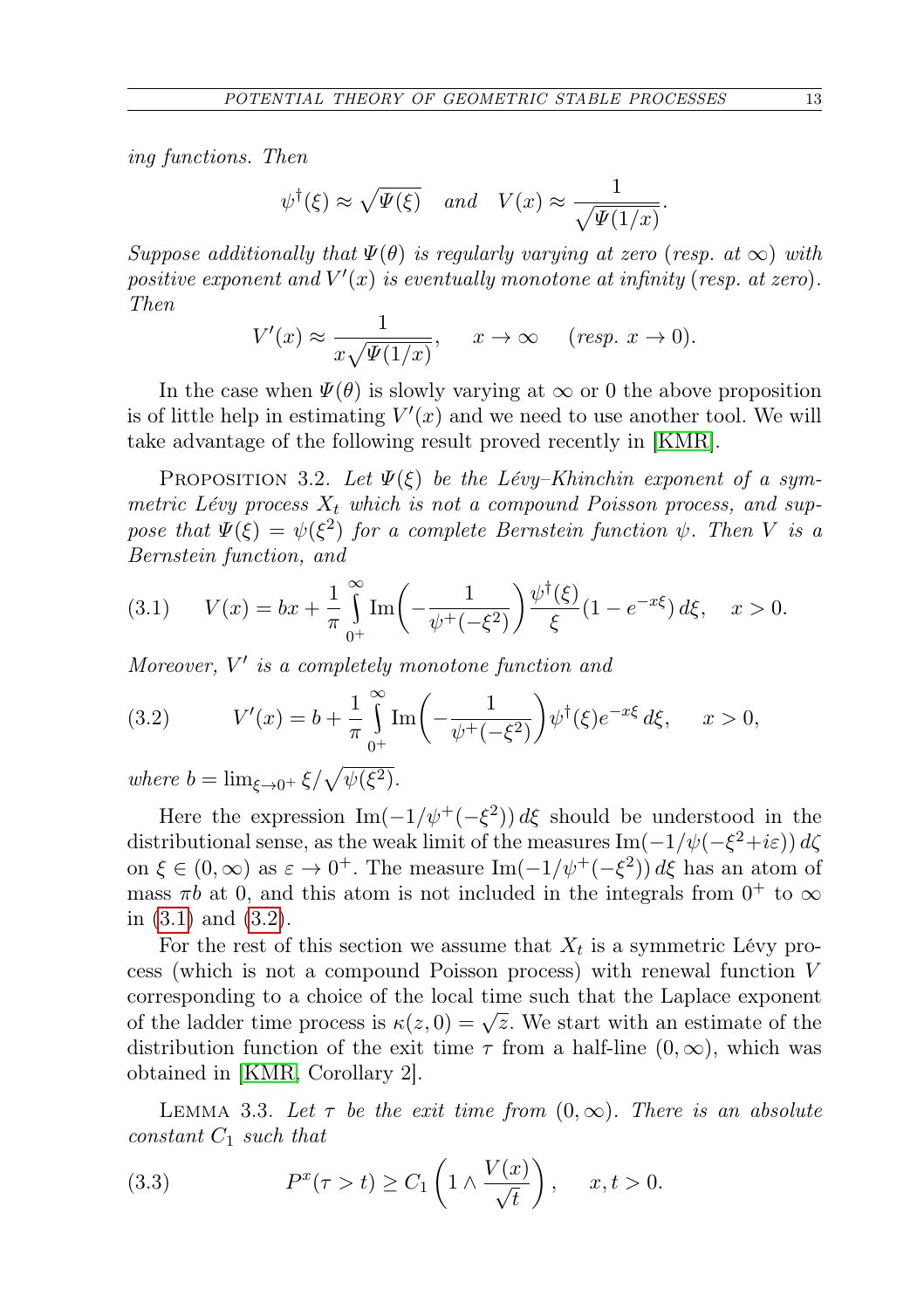*ing functions. Then*

$$\psi^\dagger(\xi) \approx \sqrt{\Psi(\xi)} \quad \text{and} \quad V(x) \approx \frac{1}{\sqrt{\Psi(1/x)}}.$$

*Suppose additionally that $\Psi(\theta)$ is regularly varying at zero (resp. at $\infty$) with positive exponent and $V'(x)$ is eventually monotone at infinity (resp. at zero). Then*

$$V'(x) \approx \frac{1}{x\sqrt{\Psi(1/x)}}, \qquad x \to \infty \qquad (\text{resp. } x \to 0).$$

In the case when $\Psi(\theta)$ is slowly varying at $\infty$ or 0 the above proposition is of little help in estimating $V'(x)$ and we need to use another tool. We will take advantage of the following result proved recently in [KMR].

PROPOSITION 3.2. *Let $\Psi(\xi)$ be the Lévy–Khinchin exponent of a symmetric Lévy process $X_t$ which is not a compound Poisson process, and suppose that $\Psi(\xi) = \psi(\xi^2)$ for a complete Bernstein function $\psi$. Then $V$ is a Bernstein function, and*

$$V(x) = bx + \frac{1}{\pi}\int_{0^+}^{\infty} \operatorname{Im}\left(-\frac{1}{\psi^+(-\xi^2)}\right)\frac{\psi^\dagger(\xi)}{\xi}(1 - e^{-x\xi})\, d\xi, \quad x > 0. \tag{3.1}$$

*Moreover, $V'$ is a completely monotone function and*

$$V'(x) = b + \frac{1}{\pi}\int_{0^+}^{\infty} \operatorname{Im}\left(-\frac{1}{\psi^+(-\xi^2)}\right)\psi^\dagger(\xi) e^{-x\xi}\, d\xi, \qquad x > 0, \tag{3.2}$$

*where $b = \lim_{\xi\to 0^+} \xi/\sqrt{\psi(\xi^2)}$.*

Here the expression $\operatorname{Im}(-1/\psi^+(-\xi^2))\, d\xi$ should be understood in the distributional sense, as the weak limit of the measures $\operatorname{Im}(-1/\psi(-\xi^2+i\varepsilon))\, d\zeta$ on $\xi \in (0,\infty)$ as $\varepsilon \to 0^+$. The measure $\operatorname{Im}(-1/\psi^+(-\xi^2))\, d\xi$ has an atom of mass $\pi b$ at 0, and this atom is not included in the integrals from $0^+$ to $\infty$ in (3.1) and (3.2).

For the rest of this section we assume that $X_t$ is a symmetric Lévy process (which is not a compound Poisson process) with renewal function $V$ corresponding to a choice of the local time such that the Laplace exponent of the ladder time process is $\kappa(z,0) = \sqrt{z}$. We start with an estimate of the distribution function of the exit time $\tau$ from a half-line $(0,\infty)$, which was obtained in [KMR, Corollary 2].

LEMMA 3.3. *Let $\tau$ be the exit time from $(0,\infty)$. There is an absolute constant $C_1$ such that*

$$P^x(\tau > t) \geq C_1\left(1 \wedge \frac{V(x)}{\sqrt{t}}\right), \qquad x, t > 0. \tag{3.3}$$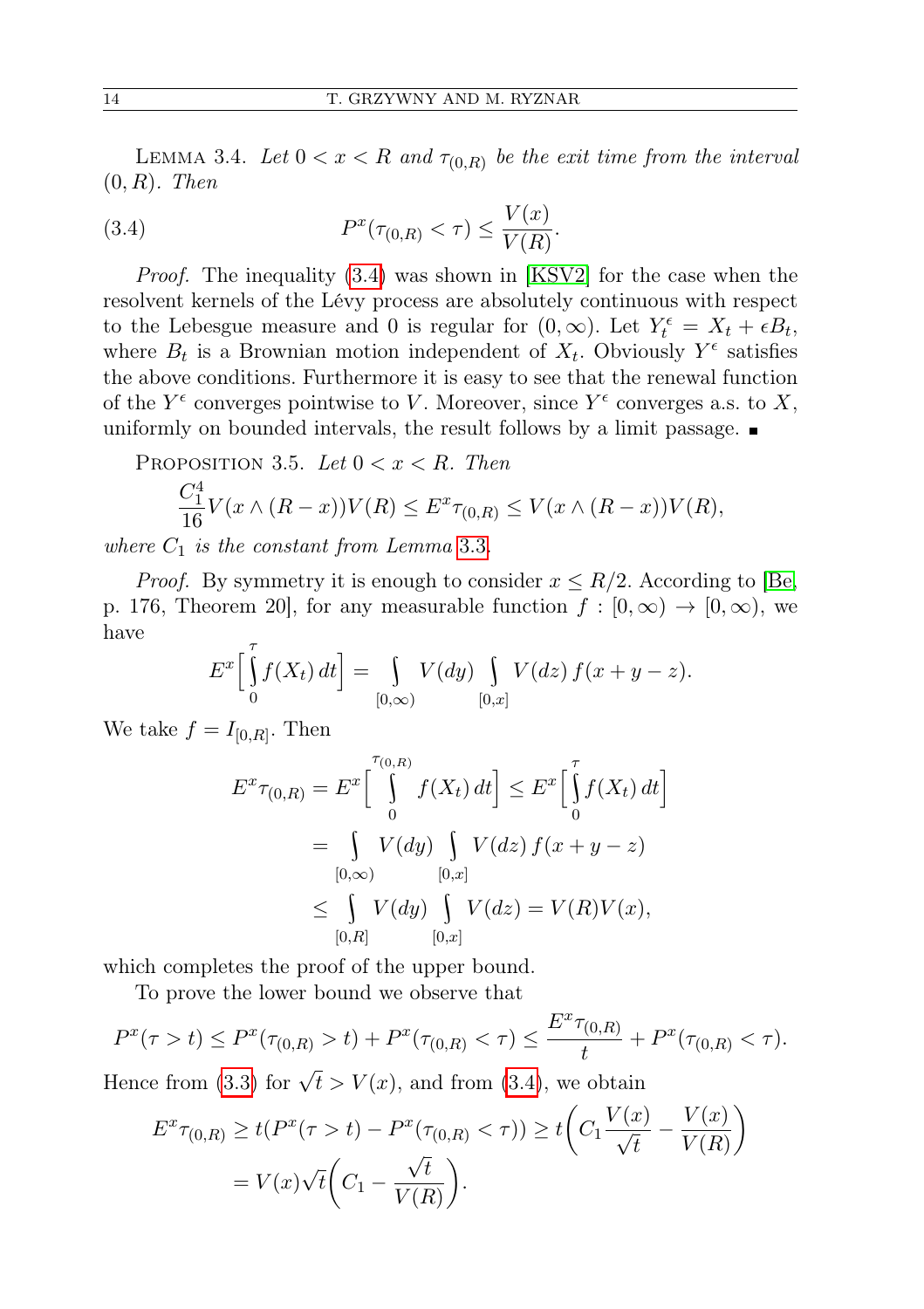**Lemma 3.4.** *Let $0 < x < R$ and $\tau_{(0,R)}$ be the exit time from the interval $(0, R)$. Then*

$$P^x(\tau_{(0,R)} < \tau) \le \frac{V(x)}{V(R)}. \tag{3.4}$$

*Proof.* The inequality (3.4) was shown in [KSV2] for the case when the resolvent kernels of the Lévy process are absolutely continuous with respect to the Lebesgue measure and 0 is regular for $(0, \infty)$. Let $Y_t^\epsilon = X_t + \epsilon B_t$, where $B_t$ is a Brownian motion independent of $X_t$. Obviously $Y^\epsilon$ satisfies the above conditions. Furthermore it is easy to see that the renewal function of the $Y^\epsilon$ converges pointwise to $V$. Moreover, since $Y^\epsilon$ converges a.s. to $X$, uniformly on bounded intervals, the result follows by a limit passage. ∎

**Proposition 3.5.** *Let $0 < x < R$. Then*

$$\frac{C_1^4}{16} V(x \wedge (R-x))V(R) \le E^x \tau_{(0,R)} \le V(x \wedge (R-x))V(R),$$

*where $C_1$ is the constant from Lemma 3.3.*

*Proof.* By symmetry it is enough to consider $x \le R/2$. According to [Be, p. 176, Theorem 20], for any measurable function $f : [0, \infty) \to [0, \infty)$, we have

$$E^x\Big[\int_0^\tau f(X_t)\, dt\Big] = \int_{[0,\infty)} V(dy) \int_{[0,x]} V(dz)\, f(x + y - z).$$

We take $f = I_{[0,R]}$. Then

$$\begin{aligned}
E^x \tau_{(0,R)} = E^x\Big[\int_0^{\tau_{(0,R)}} f(X_t)\, dt\Big] &\le E^x\Big[\int_0^\tau f(X_t)\, dt\Big] \\
&= \int_{[0,\infty)} V(dy) \int_{[0,x]} V(dz)\, f(x + y - z) \\
&\le \int_{[0,R]} V(dy) \int_{[0,x]} V(dz) = V(R)V(x),
\end{aligned}$$

which completes the proof of the upper bound.

To prove the lower bound we observe that

$$P^x(\tau > t) \le P^x(\tau_{(0,R)} > t) + P^x(\tau_{(0,R)} < \tau) \le \frac{E^x \tau_{(0,R)}}{t} + P^x(\tau_{(0,R)} < \tau).$$

Hence from (3.3) for $\sqrt{t} > V(x)$, and from (3.4), we obtain

$$\begin{aligned}
E^x \tau_{(0,R)} &\ge t(P^x(\tau > t) - P^x(\tau_{(0,R)} < \tau)) \ge t\Big(C_1 \frac{V(x)}{\sqrt{t}} - \frac{V(x)}{V(R)}\Big) \\
&= V(x)\sqrt{t}\Big(C_1 - \frac{\sqrt{t}}{V(R)}\Big).
\end{aligned}$$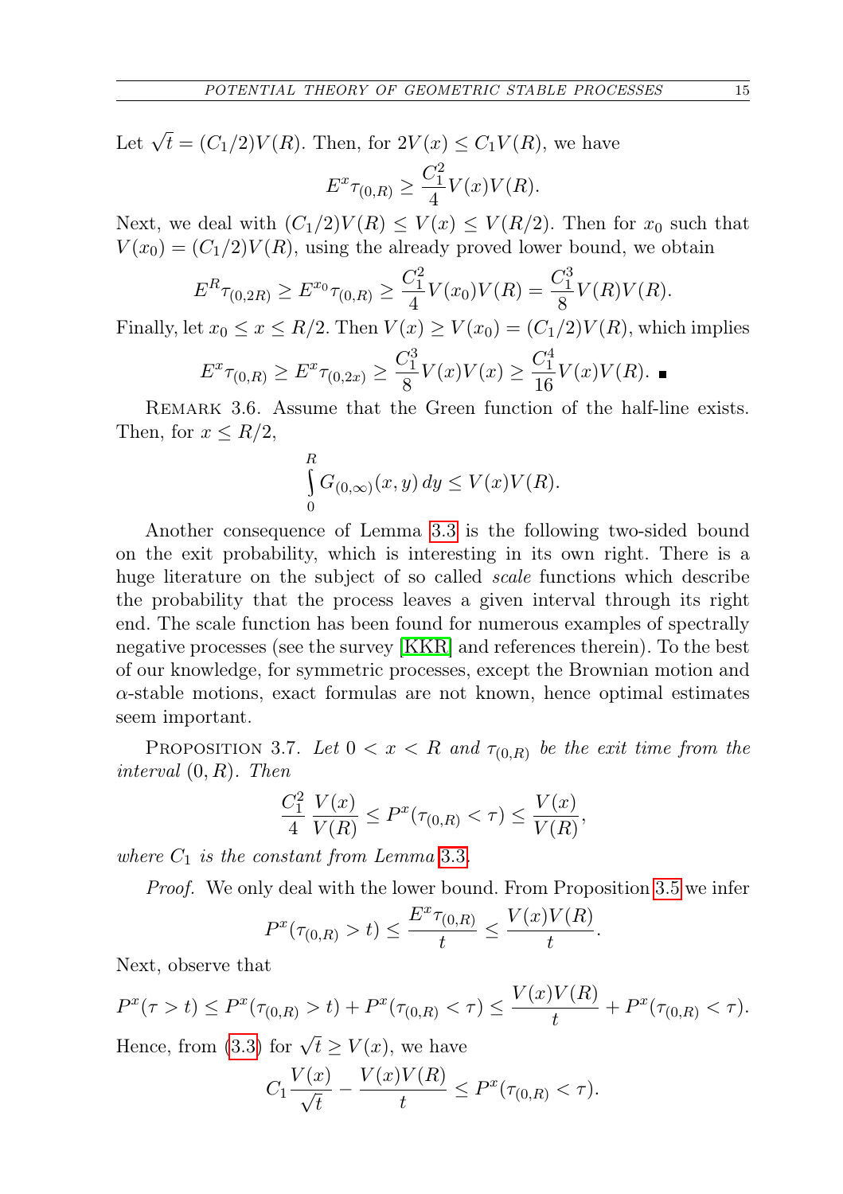Let $\sqrt{t} = (C_1/2)V(R)$. Then, for $2V(x) \le C_1 V(R)$, we have

$$E^x \tau_{(0,R)} \ge \frac{C_1^2}{4} V(x)V(R).$$

Next, we deal with $(C_1/2)V(R) \le V(x) \le V(R/2)$. Then for $x_0$ such that $V(x_0) = (C_1/2)V(R)$, using the already proved lower bound, we obtain

$$E^R \tau_{(0,2R)} \ge E^{x_0} \tau_{(0,R)} \ge \frac{C_1^2}{4} V(x_0)V(R) = \frac{C_1^3}{8} V(R)V(R).$$

Finally, let $x_0 \le x \le R/2$. Then $V(x) \ge V(x_0) = (C_1/2)V(R)$, which implies

$$E^x \tau_{(0,R)} \ge E^x \tau_{(0,2x)} \ge \frac{C_1^3}{8} V(x)V(x) \ge \frac{C_1^4}{16} V(x)V(R). \blacksquare$$

Remark 3.6. Assume that the Green function of the half-line exists. Then, for $x \le R/2$,

$$\int_0^R G_{(0,\infty)}(x,y)\,dy \le V(x)V(R).$$

Another consequence of Lemma 3.3 is the following two-sided bound on the exit probability, which is interesting in its own right. There is a huge literature on the subject of so called *scale* functions which describe the probability that the process leaves a given interval through its right end. The scale function has been found for numerous examples of spectrally negative processes (see the survey [KKR] and references therein). To the best of our knowledge, for symmetric processes, except the Brownian motion and $\alpha$-stable motions, exact formulas are not known, hence optimal estimates seem important.

Proposition 3.7. *Let $0 < x < R$ and $\tau_{(0,R)}$ be the exit time from the interval $(0,R)$. Then*

$$\frac{C_1^2}{4} \frac{V(x)}{V(R)} \le P^x(\tau_{(0,R)} < \tau) \le \frac{V(x)}{V(R)},$$

*where $C_1$ is the constant from Lemma 3.3.*

*Proof.* We only deal with the lower bound. From Proposition 3.5 we infer

$$P^x(\tau_{(0,R)} > t) \le \frac{E^x \tau_{(0,R)}}{t} \le \frac{V(x)V(R)}{t}.$$

Next, observe that

$$P^x(\tau > t) \le P^x(\tau_{(0,R)} > t) + P^x(\tau_{(0,R)} < \tau) \le \frac{V(x)V(R)}{t} + P^x(\tau_{(0,R)} < \tau).$$

Hence, from (3.3) for $\sqrt{t} \ge V(x)$, we have

$$C_1 \frac{V(x)}{\sqrt{t}} - \frac{V(x)V(R)}{t} \le P^x(\tau_{(0,R)} < \tau).$$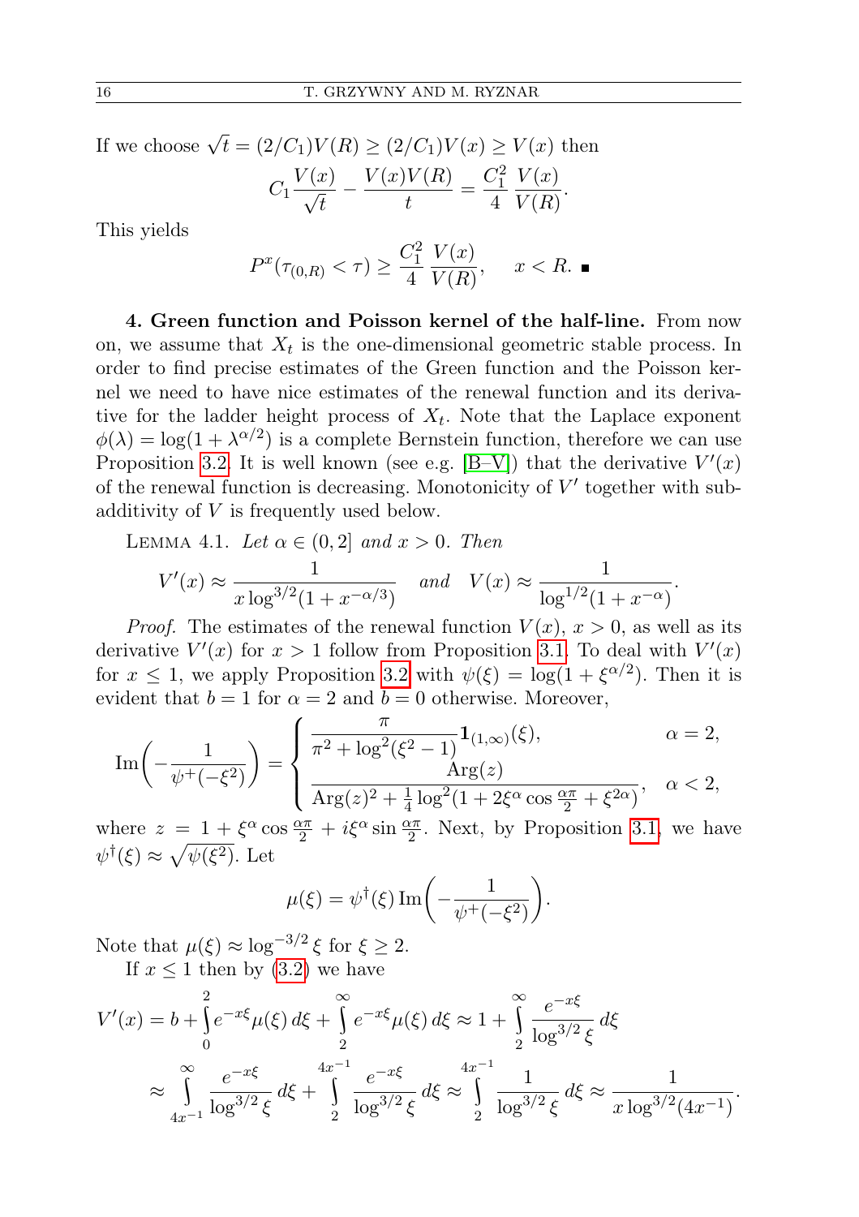If we choose $\sqrt{t} = (2/C_1)V(R) \geq (2/C_1)V(x) \geq V(x)$ then

$$C_1 \frac{V(x)}{\sqrt{t}} - \frac{V(x)V(R)}{t} = \frac{C_1^2}{4}\frac{V(x)}{V(R)}.$$

This yields

$$P^x(\tau_{(0,R)} < \tau) \geq \frac{C_1^2}{4}\frac{V(x)}{V(R)}, \quad x < R. \ \blacksquare$$

**4. Green function and Poisson kernel of the half-line.** From now on, we assume that $X_t$ is the one-dimensional geometric stable process. In order to find precise estimates of the Green function and the Poisson kernel we need to have nice estimates of the renewal function and its derivative for the ladder height process of $X_t$. Note that the Laplace exponent $\phi(\lambda) = \log(1 + \lambda^{\alpha/2})$ is a complete Bernstein function, therefore we can use Proposition 3.2. It is well known (see e.g. [B–V]) that the derivative $V'(x)$ of the renewal function is decreasing. Monotonicity of $V'$ together with subadditivity of $V$ is frequently used below.

LEMMA 4.1. *Let $\alpha \in (0, 2]$ and $x > 0$. Then*

$$V'(x) \approx \frac{1}{x \log^{3/2}(1 + x^{-\alpha/3})} \quad \text{and} \quad V(x) \approx \frac{1}{\log^{1/2}(1 + x^{-\alpha})}.$$

*Proof.* The estimates of the renewal function $V(x)$, $x > 0$, as well as its derivative $V'(x)$ for $x > 1$ follow from Proposition 3.1. To deal with $V'(x)$ for $x \leq 1$, we apply Proposition 3.2 with $\psi(\xi) = \log(1 + \xi^{\alpha/2})$. Then it is evident that $b = 1$ for $\alpha = 2$ and $b = 0$ otherwise. Moreover,

$$\mathrm{Im}\left(-\frac{1}{\psi^+(-\xi^2)}\right) = \begin{cases} \dfrac{\pi}{\pi^2 + \log^2(\xi^2 - 1)}\mathbf{1}_{(1,\infty)}(\xi), & \alpha = 2, \\ \dfrac{\mathrm{Arg}(z)}{\mathrm{Arg}(z)^2 + \frac{1}{4}\log^2(1 + 2\xi^\alpha \cos\frac{\alpha\pi}{2} + \xi^{2\alpha})}, & \alpha < 2, \end{cases}$$

where $z = 1 + \xi^\alpha \cos\frac{\alpha\pi}{2} + i\xi^\alpha \sin\frac{\alpha\pi}{2}$. Next, by Proposition 3.1, we have $\psi^\dagger(\xi) \approx \sqrt{\psi(\xi^2)}$. Let

$$\mu(\xi) = \psi^\dagger(\xi)\,\mathrm{Im}\left(-\frac{1}{\psi^+(-\xi^2)}\right).$$

Note that $\mu(\xi) \approx \log^{-3/2}\xi$ for $\xi \geq 2$.

If $x \leq 1$ then by (3.2) we have

$$\begin{aligned} V'(x) &= b + \int_0^2 e^{-x\xi}\mu(\xi)\,d\xi + \int_2^\infty e^{-x\xi}\mu(\xi)\,d\xi \approx 1 + \int_2^\infty \frac{e^{-x\xi}}{\log^{3/2}\xi}\,d\xi \\ &\approx \int_{4x^{-1}}^\infty \frac{e^{-x\xi}}{\log^{3/2}\xi}\,d\xi + \int_2^{4x^{-1}} \frac{e^{-x\xi}}{\log^{3/2}\xi}\,d\xi \approx \int_2^{4x^{-1}} \frac{1}{\log^{3/2}\xi}\,d\xi \approx \frac{1}{x\log^{3/2}(4x^{-1})}. \end{aligned}$$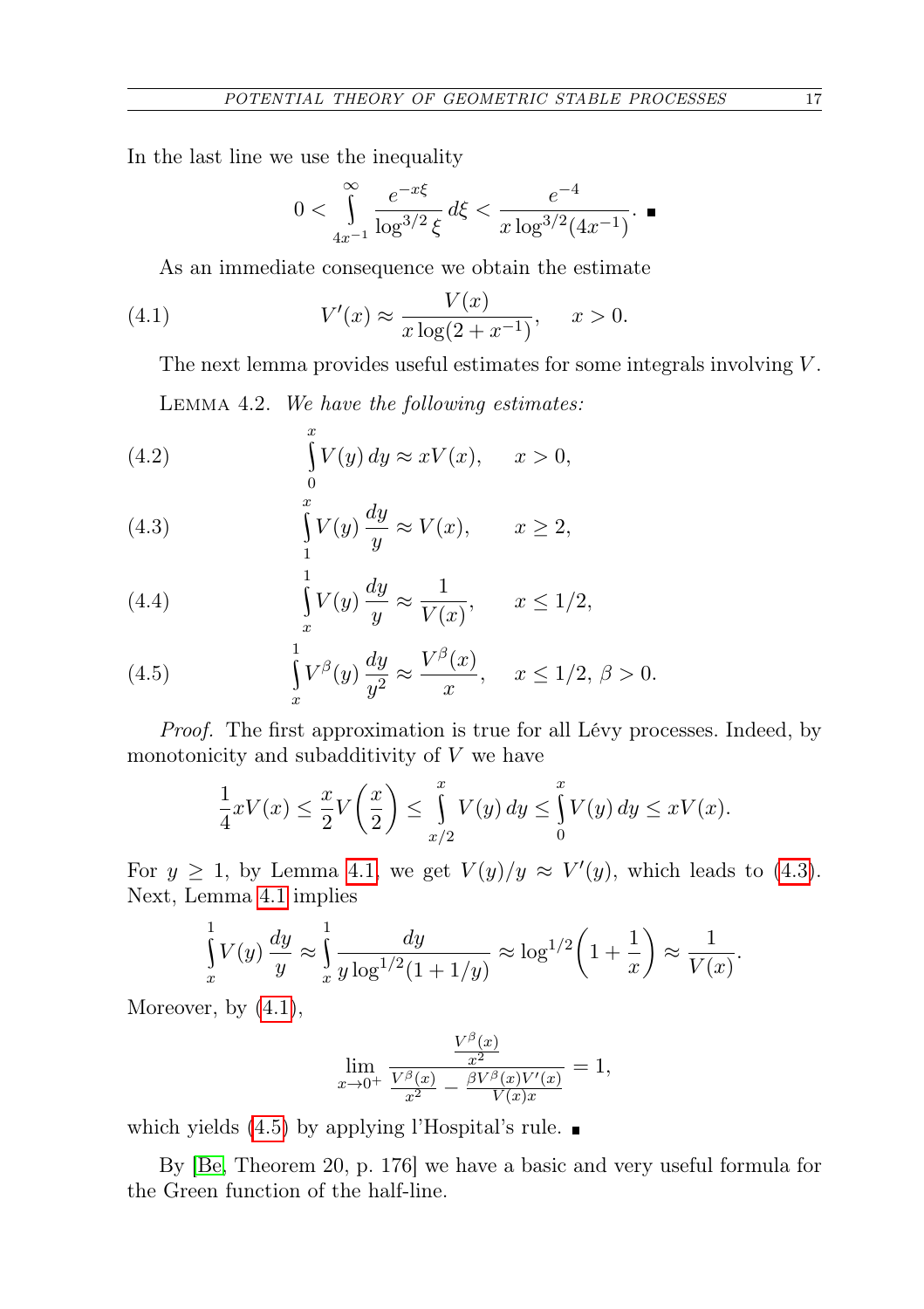In the last line we use the inequality

$$0 < \int_{4x^{-1}}^{\infty} \frac{e^{-x\xi}}{\log^{3/2}\xi}\, d\xi < \frac{e^{-4}}{x\log^{3/2}(4x^{-1})}. \qquad \blacksquare$$

As an immediate consequence we obtain the estimate

$$V'(x) \approx \frac{V(x)}{x\log(2+x^{-1})}, \qquad x > 0. \tag{4.1}$$

The next lemma provides useful estimates for some integrals involving $V$.

Lemma 4.2. *We have the following estimates:*

$$\int_0^x V(y)\, dy \approx xV(x), \qquad x > 0, \tag{4.2}$$

$$\int_1^x V(y)\, \frac{dy}{y} \approx V(x), \qquad x \geq 2, \tag{4.3}$$

$$\int_x^1 V(y)\, \frac{dy}{y} \approx \frac{1}{V(x)}, \qquad x \leq 1/2, \tag{4.4}$$

$$\int_x^1 V^{\beta}(y)\, \frac{dy}{y^2} \approx \frac{V^{\beta}(x)}{x}, \qquad x \leq 1/2,\ \beta > 0. \tag{4.5}$$

*Proof.* The first approximation is true for all Lévy processes. Indeed, by monotonicity and subadditivity of $V$ we have

$$\frac{1}{4}xV(x) \leq \frac{x}{2}V\left(\frac{x}{2}\right) \leq \int_{x/2}^{x} V(y)\, dy \leq \int_0^x V(y)\, dy \leq xV(x).$$

For $y \geq 1$, by Lemma 4.1, we get $V(y)/y \approx V'(y)$, which leads to (4.3). Next, Lemma 4.1 implies

$$\int_x^1 V(y)\, \frac{dy}{y} \approx \int_x^1 \frac{dy}{y\log^{1/2}(1+1/y)} \approx \log^{1/2}\left(1+\frac{1}{x}\right) \approx \frac{1}{V(x)}.$$

Moreover, by (4.1),

$$\lim_{x\to 0^+} \frac{\frac{V^{\beta}(x)}{x^2}}{\frac{V^{\beta}(x)}{x^2} - \frac{\beta V^{\beta}(x)V'(x)}{V(x)x}} = 1,$$

which yields (4.5) by applying l'Hospital's rule. $\blacksquare$

By [Be, Theorem 20, p. 176] we have a basic and very useful formula for the Green function of the half-line.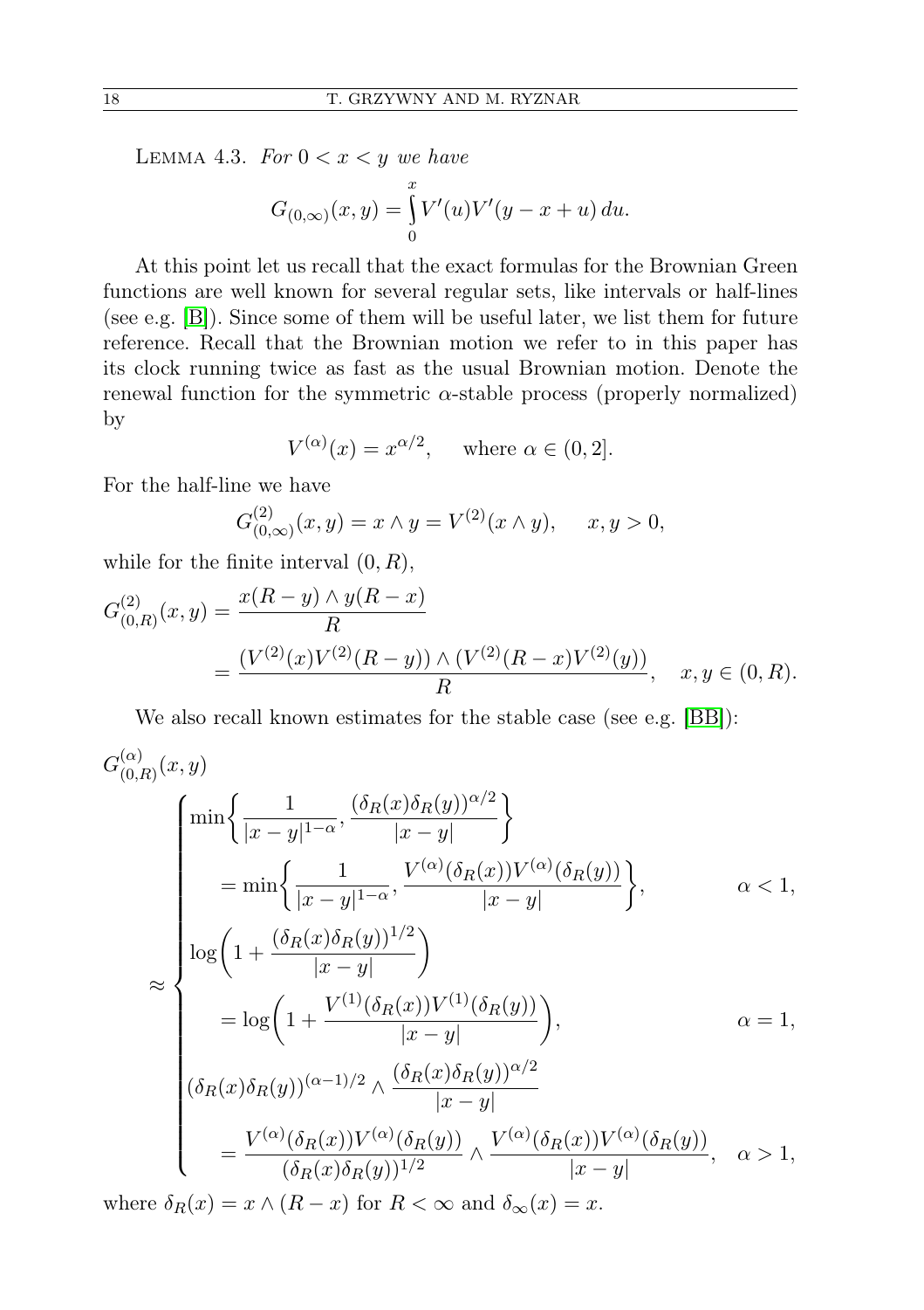LEMMA 4.3. *For $0 < x < y$ we have*

$$G_{(0,\infty)}(x,y) = \int_0^x V'(u)V'(y-x+u)\,du.$$

At this point let us recall that the exact formulas for the Brownian Green functions are well known for several regular sets, like intervals or half-lines (see e.g. [B]). Since some of them will be useful later, we list them for future reference. Recall that the Brownian motion we refer to in this paper has its clock running twice as fast as the usual Brownian motion. Denote the renewal function for the symmetric $\alpha$-stable process (properly normalized) by

$$V^{(\alpha)}(x) = x^{\alpha/2}, \quad \text{where } \alpha \in (0,2].$$

For the half-line we have

$$G^{(2)}_{(0,\infty)}(x,y) = x \wedge y = V^{(2)}(x \wedge y), \quad x, y > 0,$$

while for the finite interval $(0,R)$,

$$\begin{aligned} G^{(2)}_{(0,R)}(x,y) &= \frac{x(R-y) \wedge y(R-x)}{R} \\ &= \frac{(V^{(2)}(x)V^{(2)}(R-y)) \wedge (V^{(2)}(R-x)V^{(2)}(y))}{R}, \quad x, y \in (0,R). \end{aligned}$$

We also recall known estimates for the stable case (see e.g. [BB]):

$$G^{(\alpha)}_{(0,R)}(x,y) \approx \begin{cases} \min\left\{\dfrac{1}{|x-y|^{1-\alpha}}, \dfrac{(\delta_R(x)\delta_R(y))^{\alpha/2}}{|x-y|}\right\} \\ \quad = \min\left\{\dfrac{1}{|x-y|^{1-\alpha}}, \dfrac{V^{(\alpha)}(\delta_R(x))V^{(\alpha)}(\delta_R(y))}{|x-y|}\right\}, & \alpha < 1, \\ \log\left(1 + \dfrac{(\delta_R(x)\delta_R(y))^{1/2}}{|x-y|}\right) \\ \quad = \log\left(1 + \dfrac{V^{(1)}(\delta_R(x))V^{(1)}(\delta_R(y))}{|x-y|}\right), & \alpha = 1, \\ (\delta_R(x)\delta_R(y))^{(\alpha-1)/2} \wedge \dfrac{(\delta_R(x)\delta_R(y))^{\alpha/2}}{|x-y|} \\ \quad = \dfrac{V^{(\alpha)}(\delta_R(x))V^{(\alpha)}(\delta_R(y))}{(\delta_R(x)\delta_R(y))^{1/2}} \wedge \dfrac{V^{(\alpha)}(\delta_R(x))V^{(\alpha)}(\delta_R(y))}{|x-y|}, & \alpha > 1, \end{cases}$$

where $\delta_R(x) = x \wedge (R-x)$ for $R < \infty$ and $\delta_\infty(x) = x$.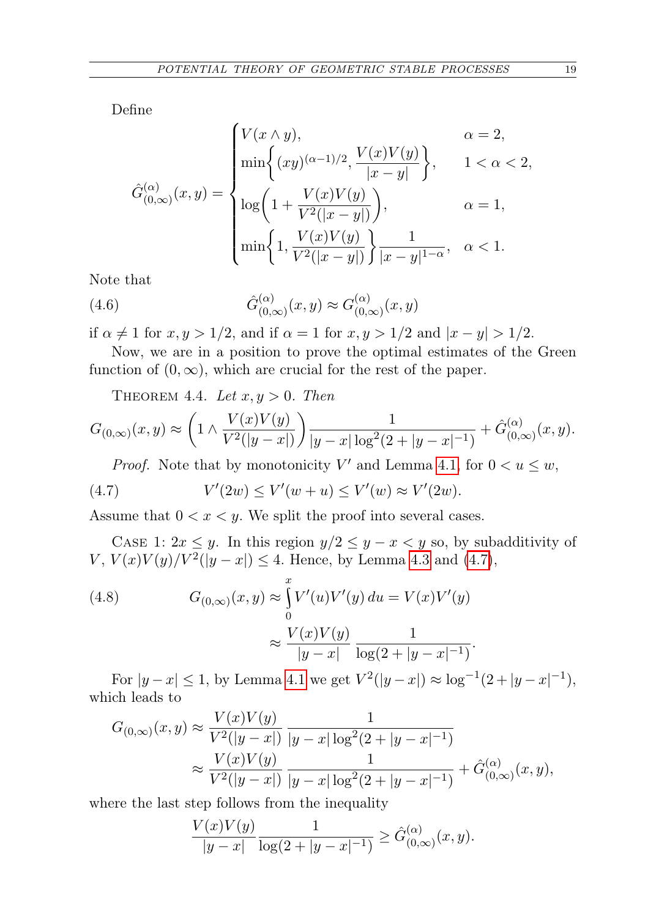Define

$$
\hat{G}^{(\alpha)}_{(0,\infty)}(x,y) = \begin{cases} V(x \wedge y), & \alpha = 2, \\ \min\left\{ (xy)^{(\alpha-1)/2}, \dfrac{V(x)V(y)}{|x-y|} \right\}, & 1 < \alpha < 2, \\ \log\left(1 + \dfrac{V(x)V(y)}{V^2(|x-y|)}\right), & \alpha = 1, \\ \min\left\{1, \dfrac{V(x)V(y)}{V^2(|x-y|)}\right\} \dfrac{1}{|x-y|^{1-\alpha}}, & \alpha < 1. \end{cases}
$$

Note that

$$
\hat{G}^{(\alpha)}_{(0,\infty)}(x,y) \approx G^{(\alpha)}_{(0,\infty)}(x,y) \tag{4.6}
$$

if $\alpha \neq 1$ for $x, y > 1/2$, and if $\alpha = 1$ for $x, y > 1/2$ and $|x-y| > 1/2$.

Now, we are in a position to prove the optimal estimates of the Green function of $(0,\infty)$, which are crucial for the rest of the paper.

Theorem 4.4. *Let $x, y > 0$. Then*

$$
G_{(0,\infty)}(x,y) \approx \left(1 \wedge \frac{V(x)V(y)}{V^2(|y-x|)}\right) \frac{1}{|y-x| \log^2(2 + |y-x|^{-1})} + \hat{G}^{(\alpha)}_{(0,\infty)}(x,y).
$$

*Proof.* Note that by monotonicity $V'$ and Lemma 4.1, for $0 < u \le w$,

$$
V'(2w) \le V'(w+u) \le V'(w) \approx V'(2w). \tag{4.7}
$$

Assume that $0 < x < y$. We split the proof into several cases.

Case 1: $2x \le y$. In this region $y/2 \le y - x < y$ so, by subadditivity of $V$, $V(x)V(y)/V^2(|y-x|) \le 4$. Hence, by Lemma 4.3 and (4.7),

$$
\begin{aligned}
G_{(0,\infty)}(x,y) &\approx \int_0^x V'(u)V'(y)\,du = V(x)V'(y) \\
&\approx \frac{V(x)V(y)}{|y-x|}\, \frac{1}{\log(2 + |y-x|^{-1})}.
\end{aligned} \tag{4.8}
$$

For $|y-x| \le 1$, by Lemma 4.1 we get $V^2(|y-x|) \approx \log^{-1}(2 + |y-x|^{-1})$, which leads to

$$
\begin{aligned}
G_{(0,\infty)}(x,y) &\approx \frac{V(x)V(y)}{V^2(|y-x|)}\, \frac{1}{|y-x| \log^2(2 + |y-x|^{-1})} \\
&\approx \frac{V(x)V(y)}{V^2(|y-x|)}\, \frac{1}{|y-x| \log^2(2 + |y-x|^{-1})} + \hat{G}^{(\alpha)}_{(0,\infty)}(x,y),
\end{aligned}
$$

where the last step follows from the inequality

$$
\frac{V(x)V(y)}{|y-x|} \frac{1}{\log(2 + |y-x|^{-1})} \ge \hat{G}^{(\alpha)}_{(0,\infty)}(x,y).
$$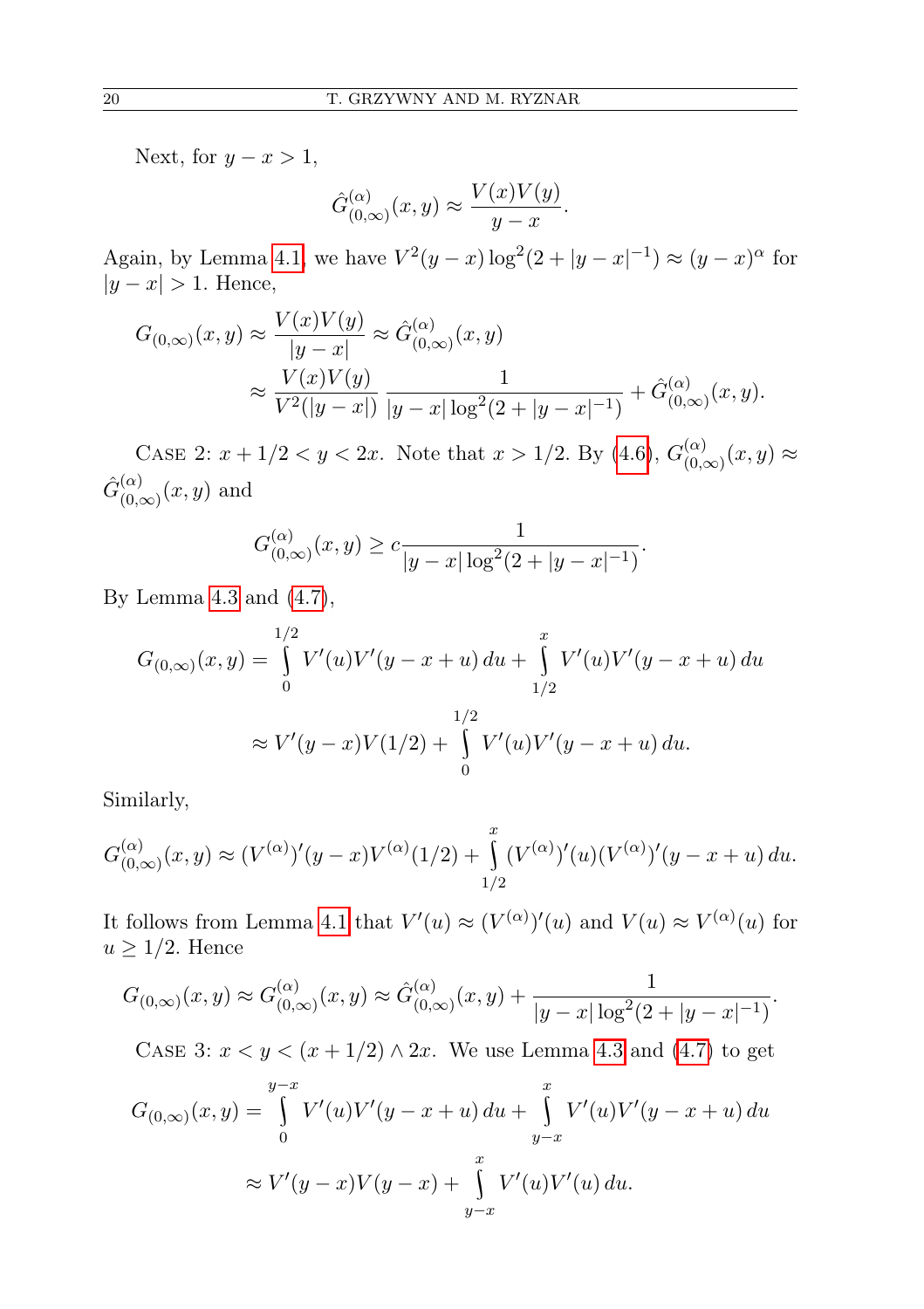Next, for $y - x > 1$,

$$\hat{G}^{(\alpha)}_{(0,\infty)}(x, y) \approx \frac{V(x)V(y)}{y - x}.$$

Again, by Lemma 4.1, we have $V^2(y-x)\log^2(2 + |y-x|^{-1}) \approx (y-x)^\alpha$ for $|y - x| > 1$. Hence,

$$\begin{aligned}
G_{(0,\infty)}(x, y) &\approx \frac{V(x)V(y)}{|y - x|} \approx \hat{G}^{(\alpha)}_{(0,\infty)}(x, y) \\
&\approx \frac{V(x)V(y)}{V^2(|y - x|)} \frac{1}{|y - x| \log^2(2 + |y - x|^{-1})} + \hat{G}^{(\alpha)}_{(0,\infty)}(x, y).
\end{aligned}$$

Case 2: $x + 1/2 < y < 2x$. Note that $x > 1/2$. By (4.6), $G^{(\alpha)}_{(0,\infty)}(x, y) \approx \hat{G}^{(\alpha)}_{(0,\infty)}(x, y)$ and

$$G^{(\alpha)}_{(0,\infty)}(x, y) \geq c \frac{1}{|y - x| \log^2(2 + |y - x|^{-1})}.$$

By Lemma 4.3 and (4.7),

$$\begin{aligned}
G_{(0,\infty)}(x, y) &= \int_0^{1/2} V'(u)V'(y - x + u)\, du + \int_{1/2}^{x} V'(u)V'(y - x + u)\, du \\
&\approx V'(y - x)V(1/2) + \int_0^{1/2} V'(u)V'(y - x + u)\, du.
\end{aligned}$$

Similarly,

$$G^{(\alpha)}_{(0,\infty)}(x, y) \approx (V^{(\alpha)})'(y - x)V^{(\alpha)}(1/2) + \int_{1/2}^{x} (V^{(\alpha)})'(u)(V^{(\alpha)})'(y - x + u)\, du.$$

It follows from Lemma 4.1 that $V'(u) \approx (V^{(\alpha)})'(u)$ and $V(u) \approx V^{(\alpha)}(u)$ for $u \geq 1/2$. Hence

$$G_{(0,\infty)}(x, y) \approx G^{(\alpha)}_{(0,\infty)}(x, y) \approx \hat{G}^{(\alpha)}_{(0,\infty)}(x, y) + \frac{1}{|y - x| \log^2(2 + |y - x|^{-1})}.$$

Case 3: $x < y < (x + 1/2) \wedge 2x$. We use Lemma 4.3 and (4.7) to get

$$\begin{aligned}
G_{(0,\infty)}(x, y) &= \int_0^{y-x} V'(u)V'(y - x + u)\, du + \int_{y-x}^{x} V'(u)V'(y - x + u)\, du \\
&\approx V'(y - x)V(y - x) + \int_{y-x}^{x} V'(u)V'(u)\, du.
\end{aligned}$$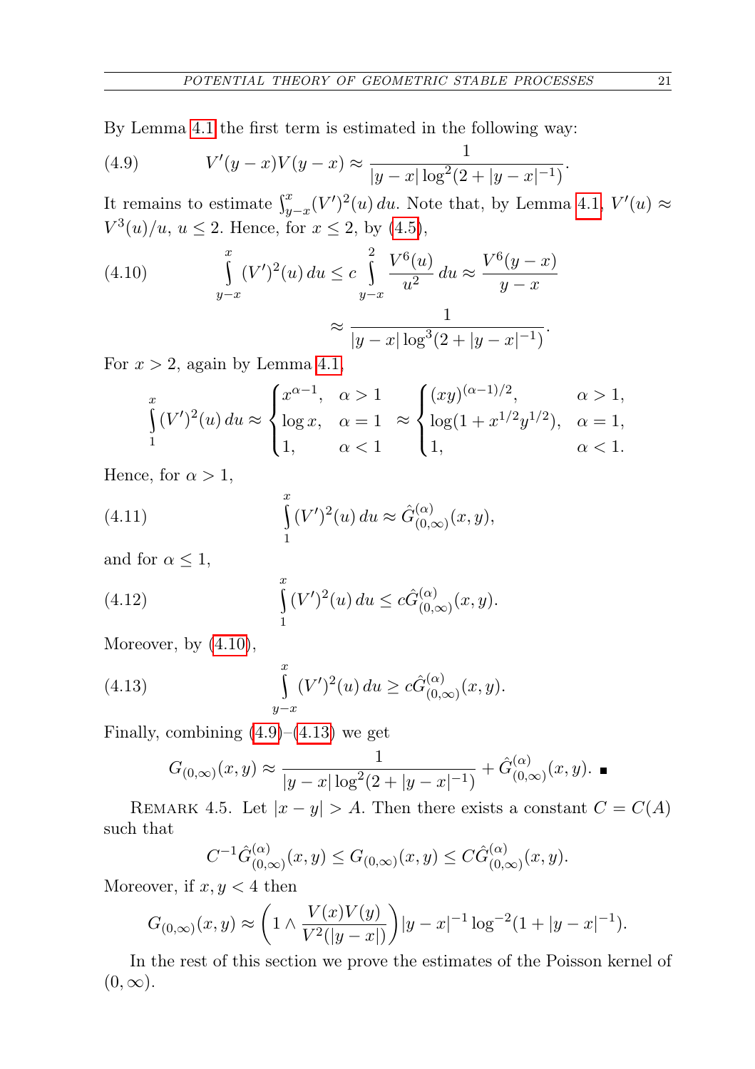By Lemma 4.1 the first term is estimated in the following way:

$$V'(y-x)V(y-x) \approx \frac{1}{|y-x|\log^2(2+|y-x|^{-1})}. \tag{4.9}$$

It remains to estimate $\int_{y-x}^{x}(V')^2(u)\,du$. Note that, by Lemma 4.1, $V'(u) \approx V^3(u)/u$, $u \le 2$. Hence, for $x \le 2$, by (4.5),

$$\int_{y-x}^{x}(V')^2(u)\,du \le c\int_{y-x}^{2}\frac{V^6(u)}{u^2}\,du \approx \frac{V^6(y-x)}{y-x} \tag{4.10}$$

$$\approx \frac{1}{|y-x|\log^3(2+|y-x|^{-1})}.$$

For $x > 2$, again by Lemma 4.1,

$$\int_{1}^{x}(V')^2(u)\,du \approx \begin{cases} x^{\alpha-1}, & \alpha > 1 \\ \log x, & \alpha = 1 \\ 1, & \alpha < 1 \end{cases} \approx \begin{cases} (xy)^{(\alpha-1)/2}, & \alpha > 1, \\ \log(1+x^{1/2}y^{1/2}), & \alpha = 1, \\ 1, & \alpha < 1. \end{cases}$$

Hence, for $\alpha > 1$,

$$\int_{1}^{x}(V')^2(u)\,du \approx \hat{G}^{(\alpha)}_{(0,\infty)}(x,y), \tag{4.11}$$

and for $\alpha \le 1$,

$$\int_{1}^{x}(V')^2(u)\,du \le c\hat{G}^{(\alpha)}_{(0,\infty)}(x,y). \tag{4.12}$$

Moreover, by (4.10),

$$\int_{y-x}^{x}(V')^2(u)\,du \ge c\hat{G}^{(\alpha)}_{(0,\infty)}(x,y). \tag{4.13}$$

Finally, combining (4.9)–(4.13) we get

$$G_{(0,\infty)}(x,y) \approx \frac{1}{|y-x|\log^2(2+|y-x|^{-1})} + \hat{G}^{(\alpha)}_{(0,\infty)}(x,y). \ \blacksquare$$

Remark 4.5. Let $|x-y| > A$. Then there exists a constant $C = C(A)$ such that

$$C^{-1}\hat{G}^{(\alpha)}_{(0,\infty)}(x,y) \le G_{(0,\infty)}(x,y) \le C\hat{G}^{(\alpha)}_{(0,\infty)}(x,y).$$

Moreover, if $x, y < 4$ then

$$G_{(0,\infty)}(x,y) \approx \left(1 \wedge \frac{V(x)V(y)}{V^2(|y-x|)}\right)|y-x|^{-1}\log^{-2}(1+|y-x|^{-1}).$$

In the rest of this section we prove the estimates of the Poisson kernel of $(0,\infty)$.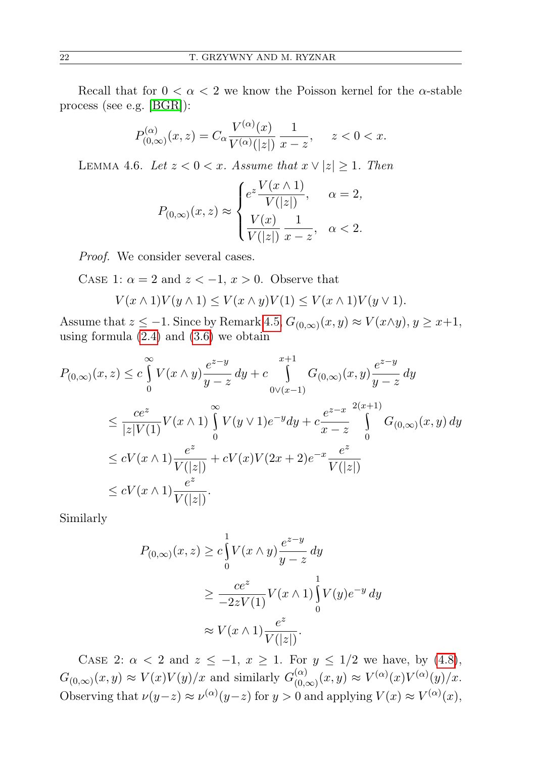Recall that for $0 < \alpha < 2$ we know the Poisson kernel for the $\alpha$-stable process (see e.g. [BGR]):

$$P^{(\alpha)}_{(0,\infty)}(x,z) = C_\alpha \frac{V^{(\alpha)}(x)}{V^{(\alpha)}(|z|)} \frac{1}{x-z}, \quad z < 0 < x.$$

LEMMA 4.6. *Let $z < 0 < x$. Assume that $x \vee |z| \geq 1$. Then*

$$P_{(0,\infty)}(x,z) \approx \begin{cases} e^z \dfrac{V(x \wedge 1)}{V(|z|)}, & \alpha = 2, \\ \dfrac{V(x)}{V(|z|)} \dfrac{1}{x-z}, & \alpha < 2. \end{cases}$$

*Proof.* We consider several cases.

CASE 1: $\alpha = 2$ and $z < -1$, $x > 0$. Observe that

$$V(x \wedge 1)V(y \wedge 1) \leq V(x \wedge y)V(1) \leq V(x \wedge 1)V(y \vee 1).$$

Assume that $z \leq -1$. Since by Remark 4.5 $G_{(0,\infty)}(x,y) \approx V(x \wedge y)$, $y \geq x+1$, using formula (2.4) and (3.6) we obtain

$$\begin{aligned} P_{(0,\infty)}(x,z) &\leq c \int_0^\infty V(x \wedge y) \frac{e^{z-y}}{y-z}\, dy + c \int_{0 \vee (x-1)}^{x+1} G_{(0,\infty)}(x,y) \frac{e^{z-y}}{y-z}\, dy \\ &\leq \frac{ce^z}{|z|V(1)} V(x \wedge 1) \int_0^\infty V(y \vee 1) e^{-y} dy + c\frac{e^{z-x}}{x-z} \int_0^{2(x+1)} G_{(0,\infty)}(x,y)\, dy \\ &\leq cV(x \wedge 1) \frac{e^z}{V(|z|)} + cV(x)V(2x+2)e^{-x} \frac{e^z}{V(|z|)} \\ &\leq cV(x \wedge 1) \frac{e^z}{V(|z|)}. \end{aligned}$$

Similarly

$$\begin{aligned} P_{(0,\infty)}(x,z) &\geq c \int_0^1 V(x \wedge y) \frac{e^{z-y}}{y-z}\, dy \\ &\geq \frac{ce^z}{-2zV(1)} V(x \wedge 1) \int_0^1 V(y) e^{-y}\, dy \\ &\approx V(x \wedge 1) \frac{e^z}{V(|z|)}. \end{aligned}$$

CASE 2: $\alpha < 2$ and $z \leq -1$, $x \geq 1$. For $y \leq 1/2$ we have, by (4.8), $G_{(0,\infty)}(x,y) \approx V(x)V(y)/x$ and similarly $G^{(\alpha)}_{(0,\infty)}(x,y) \approx V^{(\alpha)}(x)V^{(\alpha)}(y)/x$. Observing that $\nu(y-z) \approx \nu^{(\alpha)}(y-z)$ for $y > 0$ and applying $V(x) \approx V^{(\alpha)}(x)$,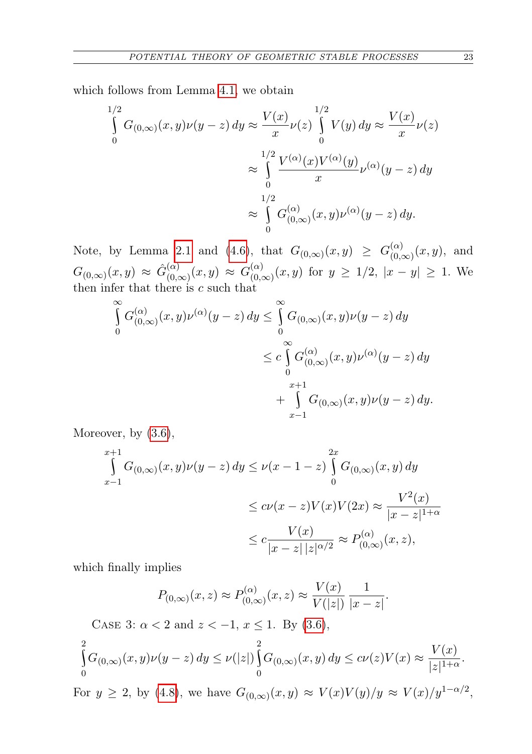which follows from Lemma 4.1, we obtain

$$
\begin{aligned}
\int_0^{1/2} G_{(0,\infty)}(x,y)\nu(y-z)\,dy &\approx \frac{V(x)}{x}\nu(z)\int_0^{1/2} V(y)\,dy \approx \frac{V(x)}{x}\nu(z) \\
&\approx \int_0^{1/2} \frac{V^{(\alpha)}(x)V^{(\alpha)}(y)}{x}\nu^{(\alpha)}(y-z)\,dy \\
&\approx \int_0^{1/2} G^{(\alpha)}_{(0,\infty)}(x,y)\nu^{(\alpha)}(y-z)\,dy.
\end{aligned}
$$

Note, by Lemma 2.1 and (4.6), that $G_{(0,\infty)}(x,y) \geq G^{(\alpha)}_{(0,\infty)}(x,y)$, and $G_{(0,\infty)}(x,y) \approx \hat{G}^{(\alpha)}_{(0,\infty)}(x,y) \approx G^{(\alpha)}_{(0,\infty)}(x,y)$ for $y \geq 1/2$, $|x-y| \geq 1$. We then infer that there is $c$ such that

$$
\begin{aligned}
\int_0^{\infty} G^{(\alpha)}_{(0,\infty)}(x,y)\nu^{(\alpha)}(y-z)\,dy &\leq \int_0^{\infty} G_{(0,\infty)}(x,y)\nu(y-z)\,dy \\
&\leq c\int_0^{\infty} G^{(\alpha)}_{(0,\infty)}(x,y)\nu^{(\alpha)}(y-z)\,dy \\
&\quad + \int_{x-1}^{x+1} G_{(0,\infty)}(x,y)\nu(y-z)\,dy.
\end{aligned}
$$

Moreover, by (3.6),

$$
\begin{aligned}
\int_{x-1}^{x+1} G_{(0,\infty)}(x,y)\nu(y-z)\,dy &\leq \nu(x-1-z)\int_0^{2x} G_{(0,\infty)}(x,y)\,dy \\
&\leq c\nu(x-z)V(x)V(2x) \approx \frac{V^2(x)}{|x-z|^{1+\alpha}} \\
&\leq c\frac{V(x)}{|x-z|\,|z|^{\alpha/2}} \approx P^{(\alpha)}_{(0,\infty)}(x,z),
\end{aligned}
$$

which finally implies

$$
P_{(0,\infty)}(x,z) \approx P^{(\alpha)}_{(0,\infty)}(x,z) \approx \frac{V(x)}{V(|z|)}\,\frac{1}{|x-z|}.
$$

Case 3: $\alpha < 2$ and $z < -1$, $x \leq 1$. By (3.6),

$$
\int_0^2 G_{(0,\infty)}(x,y)\nu(y-z)\,dy \leq \nu(|z|)\int_0^2 G_{(0,\infty)}(x,y)\,dy \leq c\nu(z)V(x) \approx \frac{V(x)}{|z|^{1+\alpha}}.
$$

For $y \geq 2$, by (4.8), we have $G_{(0,\infty)}(x,y) \approx V(x)V(y)/y \approx V(x)/y^{1-\alpha/2}$,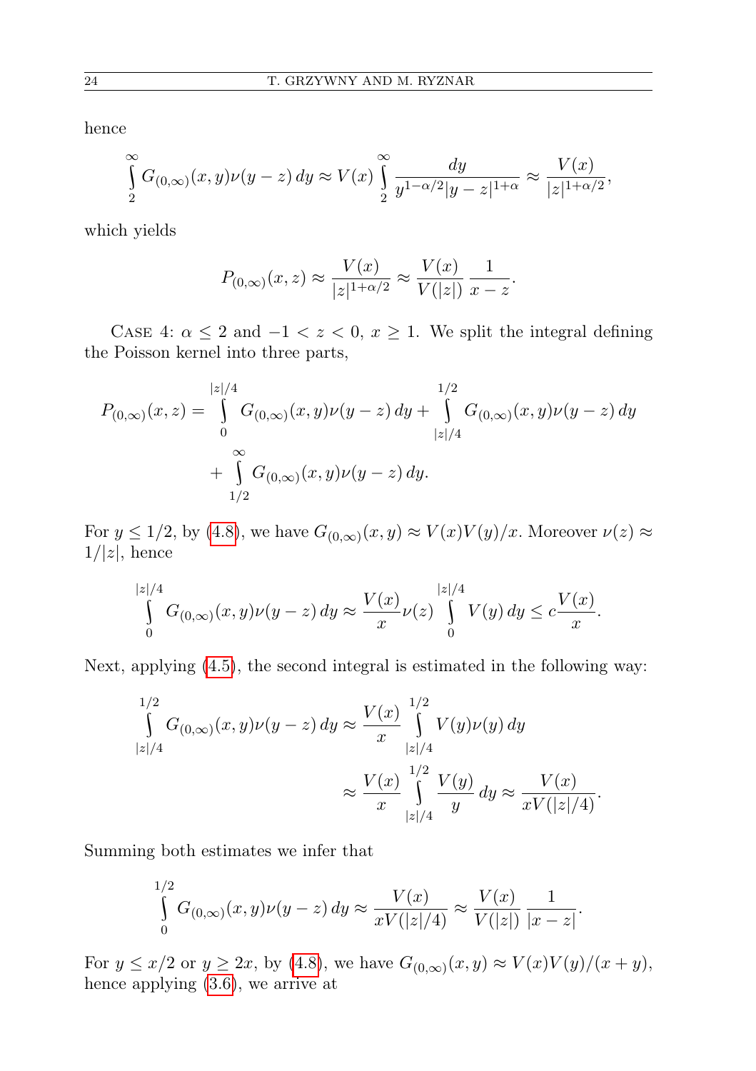hence

$$\int_{2}^{\infty} G_{(0,\infty)}(x,y)\nu(y-z)\,dy \approx V(x)\int_{2}^{\infty} \frac{dy}{y^{1-\alpha/2}|y-z|^{1+\alpha}} \approx \frac{V(x)}{|z|^{1+\alpha/2}},$$

which yields

$$P_{(0,\infty)}(x,z) \approx \frac{V(x)}{|z|^{1+\alpha/2}} \approx \frac{V(x)}{V(|z|)}\,\frac{1}{x-z}.$$

Case 4: $\alpha \le 2$ and $-1 < z < 0$, $x \ge 1$. We split the integral defining the Poisson kernel into three parts,

$$P_{(0,\infty)}(x,z) = \int_{0}^{|z|/4} G_{(0,\infty)}(x,y)\nu(y-z)\,dy + \int_{|z|/4}^{1/2} G_{(0,\infty)}(x,y)\nu(y-z)\,dy + \int_{1/2}^{\infty} G_{(0,\infty)}(x,y)\nu(y-z)\,dy.$$

For $y \le 1/2$, by (4.8), we have $G_{(0,\infty)}(x,y) \approx V(x)V(y)/x$. Moreover $\nu(z) \approx 1/|z|$, hence

$$\int_{0}^{|z|/4} G_{(0,\infty)}(x,y)\nu(y-z)\,dy \approx \frac{V(x)}{x}\nu(z)\int_{0}^{|z|/4} V(y)\,dy \le c\frac{V(x)}{x}.$$

Next, applying (4.5), the second integral is estimated in the following way:

$$\begin{aligned}\int_{|z|/4}^{1/2} G_{(0,\infty)}(x,y)\nu(y-z)\,dy &\approx \frac{V(x)}{x}\int_{|z|/4}^{1/2} V(y)\nu(y)\,dy \\ &\approx \frac{V(x)}{x}\int_{|z|/4}^{1/2} \frac{V(y)}{y}\,dy \approx \frac{V(x)}{xV(|z|/4)}.\end{aligned}$$

Summing both estimates we infer that

$$\int_{0}^{1/2} G_{(0,\infty)}(x,y)\nu(y-z)\,dy \approx \frac{V(x)}{xV(|z|/4)} \approx \frac{V(x)}{V(|z|)}\,\frac{1}{|x-z|}.$$

For $y \le x/2$ or $y \ge 2x$, by (4.8), we have $G_{(0,\infty)}(x,y) \approx V(x)V(y)/(x+y)$, hence applying (3.6), we arrive at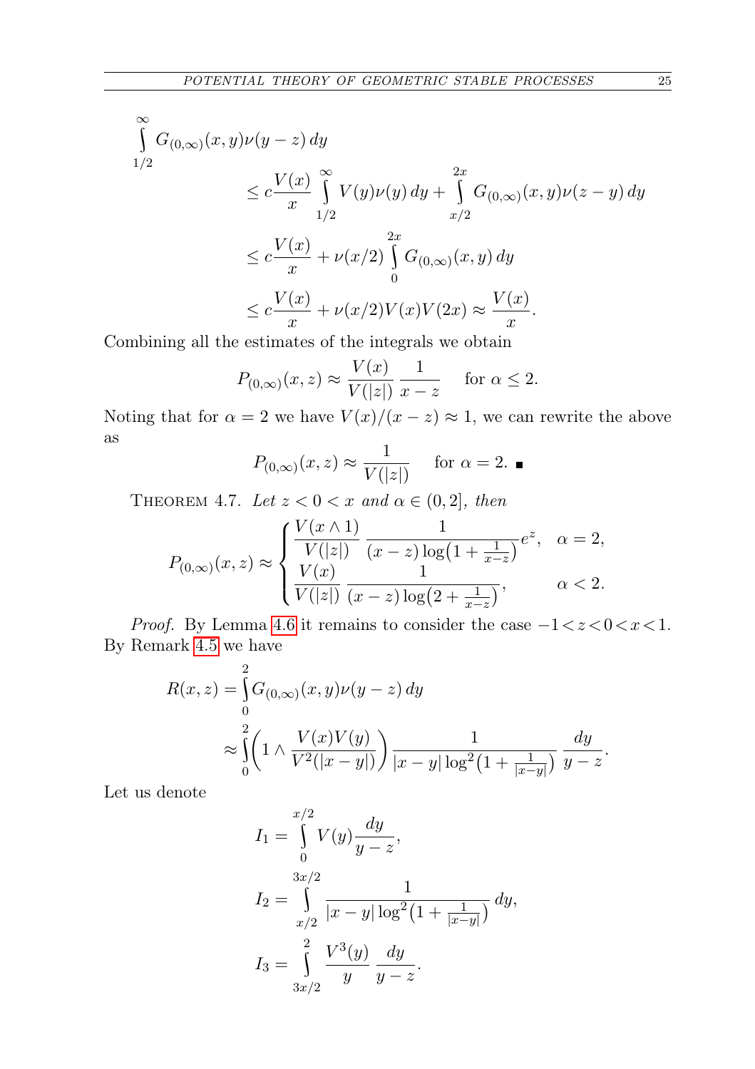$$
\begin{aligned}
\int_{1/2}^{\infty} & G_{(0,\infty)}(x,y)\nu(y-z)\,dy \\
&\le c\frac{V(x)}{x}\int_{1/2}^{\infty} V(y)\nu(y)\,dy + \int_{x/2}^{2x} G_{(0,\infty)}(x,y)\nu(z-y)\,dy \\
&\le c\frac{V(x)}{x} + \nu(x/2)\int_{0}^{2x} G_{(0,\infty)}(x,y)\,dy \\
&\le c\frac{V(x)}{x} + \nu(x/2)V(x)V(2x) \approx \frac{V(x)}{x}.
\end{aligned}
$$

Combining all the estimates of the integrals we obtain

$$
P_{(0,\infty)}(x,z) \approx \frac{V(x)}{V(|z|)}\,\frac{1}{x-z} \quad \text{ for } \alpha \le 2.
$$

Noting that for $\alpha = 2$ we have $V(x)/(x-z) \approx 1$, we can rewrite the above as

$$
P_{(0,\infty)}(x,z) \approx \frac{1}{V(|z|)} \quad \text{ for } \alpha = 2. \;\blacksquare
$$

THEOREM 4.7. *Let $z < 0 < x$ and $\alpha \in (0,2]$, then*

$$
P_{(0,\infty)}(x,z) \approx
\begin{cases}
\dfrac{V(x\wedge 1)}{V(|z|)}\,\dfrac{1}{(x-z)\log\bigl(1+\frac{1}{x-z}\bigr)}e^{z}, & \alpha = 2,\\[2ex]
\dfrac{V(x)}{V(|z|)}\,\dfrac{1}{(x-z)\log\bigl(2+\frac{1}{x-z}\bigr)}, & \alpha < 2.
\end{cases}
$$

*Proof.* By Lemma 4.6 it remains to consider the case $-1<z<0<x<1$. By Remark 4.5 we have

$$
\begin{aligned}
R(x,z) &= \int_0^2 G_{(0,\infty)}(x,y)\nu(y-z)\,dy \\
&\approx \int_0^2 \left(1 \wedge \frac{V(x)V(y)}{V^2(|x-y|)}\right)\frac{1}{|x-y|\log^2\bigl(1+\frac{1}{|x-y|}\bigr)}\,\frac{dy}{y-z}.
\end{aligned}
$$

Let us denote

$$
\begin{aligned}
I_1 &= \int_0^{x/2} V(y)\frac{dy}{y-z},\\
I_2 &= \int_{x/2}^{3x/2} \frac{1}{|x-y|\log^2\bigl(1+\frac{1}{|x-y|}\bigr)}\,dy,\\
I_3 &= \int_{3x/2}^{2} \frac{V^3(y)}{y}\,\frac{dy}{y-z}.
\end{aligned}
$$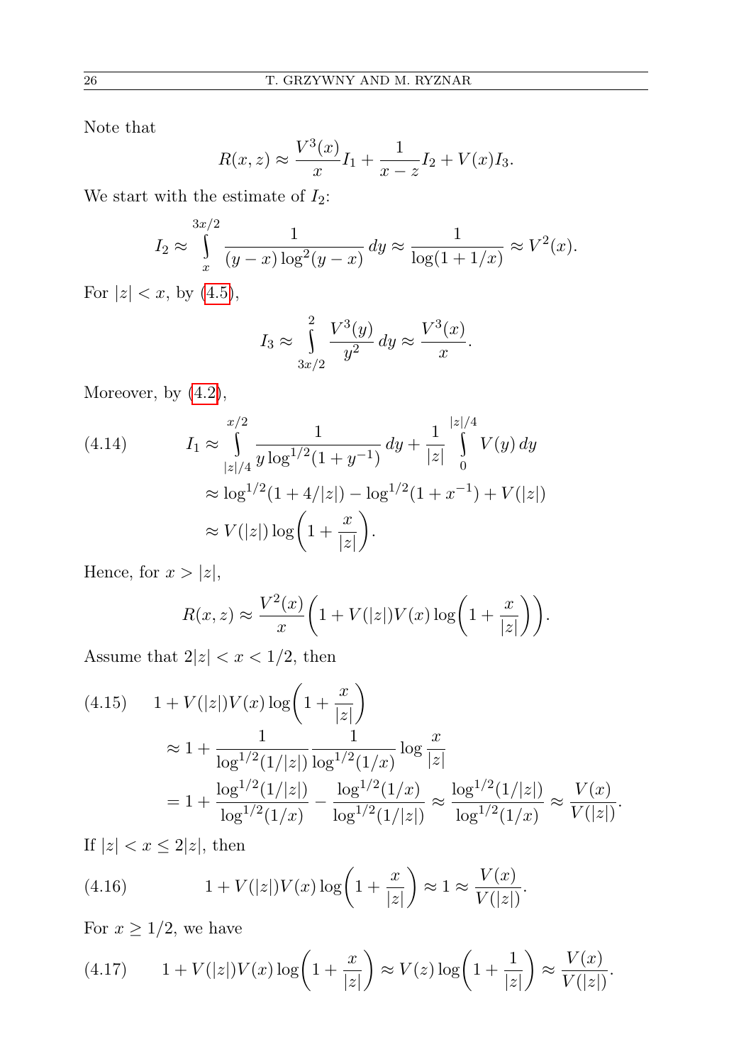Note that

$$R(x,z) \approx \frac{V^3(x)}{x} I_1 + \frac{1}{x-z} I_2 + V(x) I_3.$$

We start with the estimate of $I_2$:

$$I_2 \approx \int_x^{3x/2} \frac{1}{(y-x)\log^2(y-x)}\, dy \approx \frac{1}{\log(1+1/x)} \approx V^2(x).$$

For $|z|<x$, by (4.5),

$$I_3 \approx \int_{3x/2}^{2} \frac{V^3(y)}{y^2}\, dy \approx \frac{V^3(x)}{x}.$$

Moreover, by (4.2),

$$
\begin{aligned}
\text{(4.14)} \qquad I_1 &\approx \int_{|z|/4}^{x/2} \frac{1}{y \log^{1/2}(1+y^{-1})}\, dy + \frac{1}{|z|} \int_0^{|z|/4} V(y)\, dy \\
&\approx \log^{1/2}(1+4/|z|) - \log^{1/2}(1+x^{-1}) + V(|z|) \\
&\approx V(|z|) \log\left(1 + \frac{x}{|z|}\right).
\end{aligned}
$$

Hence, for $x > |z|$,

$$R(x,z) \approx \frac{V^2(x)}{x}\left(1 + V(|z|)V(x)\log\left(1+\frac{x}{|z|}\right)\right).$$

Assume that $2|z| < x < 1/2$, then

$$
\begin{aligned}
\text{(4.15)} \qquad & 1 + V(|z|)V(x)\log\left(1+\frac{x}{|z|}\right) \\
&\approx 1 + \frac{1}{\log^{1/2}(1/|z|)} \frac{1}{\log^{1/2}(1/x)} \log\frac{x}{|z|} \\
&= 1 + \frac{\log^{1/2}(1/|z|)}{\log^{1/2}(1/x)} - \frac{\log^{1/2}(1/x)}{\log^{1/2}(1/|z|)} \approx \frac{\log^{1/2}(1/|z|)}{\log^{1/2}(1/x)} \approx \frac{V(x)}{V(|z|)}.
\end{aligned}
$$

If $|z| < x \leq 2|z|$, then

$$\text{(4.16)} \qquad 1 + V(|z|)V(x)\log\left(1+\frac{x}{|z|}\right) \approx 1 \approx \frac{V(x)}{V(|z|)}.$$

For $x \geq 1/2$, we have

$$\text{(4.17)} \qquad 1 + V(|z|)V(x)\log\left(1+\frac{x}{|z|}\right) \approx V(z)\log\left(1+\frac{1}{|z|}\right) \approx \frac{V(x)}{V(|z|)}.$$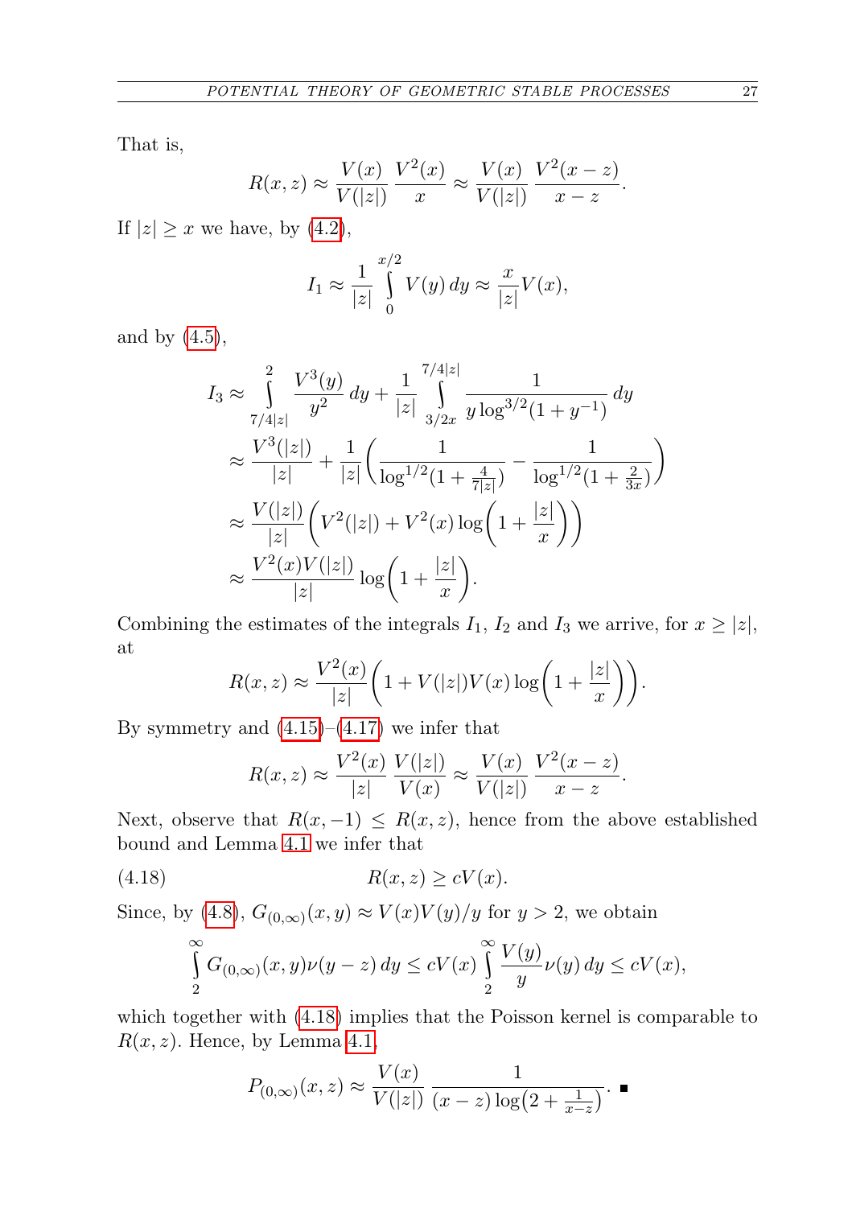That is,

$$R(x,z) \approx \frac{V(x)}{V(|z|)} \frac{V^2(x)}{x} \approx \frac{V(x)}{V(|z|)} \frac{V^2(x-z)}{x-z}.$$

If $|z| \geq x$ we have, by (4.2),

$$I_1 \approx \frac{1}{|z|} \int_0^{x/2} V(y)\,dy \approx \frac{x}{|z|} V(x),$$

and by (4.5),

$$\begin{aligned}
I_3 &\approx \int_{7/4|z|}^{2} \frac{V^3(y)}{y^2}\,dy + \frac{1}{|z|} \int_{3/2x}^{7/4|z|} \frac{1}{y \log^{3/2}(1+y^{-1})}\,dy \\
&\approx \frac{V^3(|z|)}{|z|} + \frac{1}{|z|}\left( \frac{1}{\log^{1/2}(1+\frac{4}{7|z|})} - \frac{1}{\log^{1/2}(1+\frac{2}{3x})} \right) \\
&\approx \frac{V(|z|)}{|z|}\left( V^2(|z|) + V^2(x) \log\left(1+\frac{|z|}{x}\right)\right) \\
&\approx \frac{V^2(x)V(|z|)}{|z|} \log\left(1+\frac{|z|}{x}\right).
\end{aligned}$$

Combining the estimates of the integrals $I_1$, $I_2$ and $I_3$ we arrive, for $x \geq |z|$, at

$$R(x,z) \approx \frac{V^2(x)}{|z|}\left(1 + V(|z|)V(x)\log\left(1+\frac{|z|}{x}\right)\right).$$

By symmetry and (4.15)–(4.17) we infer that

$$R(x,z) \approx \frac{V^2(x)}{|z|} \frac{V(|z|)}{V(x)} \approx \frac{V(x)}{V(|z|)} \frac{V^2(x-z)}{x-z}.$$

Next, observe that $R(x,-1) \leq R(x,z)$, hence from the above established bound and Lemma 4.1 we infer that

$$R(x,z) \geq cV(x). \tag{4.18}$$

Since, by (4.8), $G_{(0,\infty)}(x,y) \approx V(x)V(y)/y$ for $y > 2$, we obtain

$$\int_2^\infty G_{(0,\infty)}(x,y)\nu(y-z)\,dy \leq cV(x) \int_2^\infty \frac{V(y)}{y}\nu(y)\,dy \leq cV(x),$$

which together with (4.18) implies that the Poisson kernel is comparable to $R(x,z)$. Hence, by Lemma 4.1,

$$P_{(0,\infty)}(x,z) \approx \frac{V(x)}{V(|z|)} \frac{1}{(x-z)\log\left(2+\frac{1}{x-z}\right)}. \quad \blacksquare$$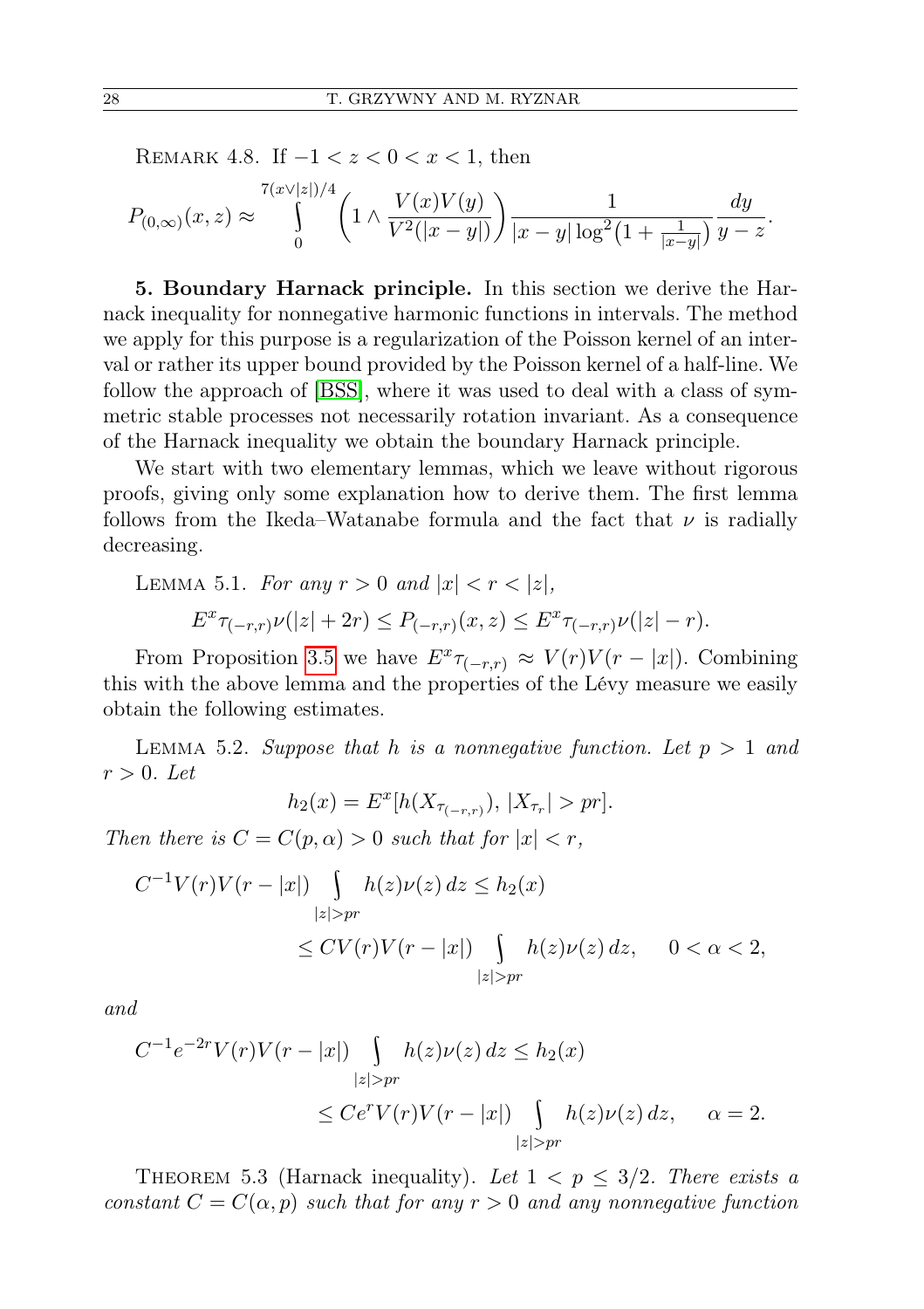Remark 4.8. If $-1 < z < 0 < x < 1$, then

$$P_{(0,\infty)}(x,z) \approx \int_0^{7(x\vee|z|)/4} \left(1 \wedge \frac{V(x)V(y)}{V^2(|x-y|)}\right) \frac{1}{|x-y|\log^2\left(1+\frac{1}{|x-y|}\right)} \frac{dy}{y-z}.$$

**5. Boundary Harnack principle.** In this section we derive the Harnack inequality for nonnegative harmonic functions in intervals. The method we apply for this purpose is a regularization of the Poisson kernel of an interval or rather its upper bound provided by the Poisson kernel of a half-line. We follow the approach of [BSS], where it was used to deal with a class of symmetric stable processes not necessarily rotation invariant. As a consequence of the Harnack inequality we obtain the boundary Harnack principle.

We start with two elementary lemmas, which we leave without rigorous proofs, giving only some explanation how to derive them. The first lemma follows from the Ikeda–Watanabe formula and the fact that $\nu$ is radially decreasing.

Lemma 5.1. *For any $r > 0$ and $|x| < r < |z|$,*

$$E^x\tau_{(-r,r)}\nu(|z|+2r) \le P_{(-r,r)}(x,z) \le E^x\tau_{(-r,r)}\nu(|z|-r).$$

From Proposition 3.5 we have $E^x\tau_{(-r,r)} \approx V(r)V(r-|x|)$. Combining this with the above lemma and the properties of the Lévy measure we easily obtain the following estimates.

Lemma 5.2. *Suppose that $h$ is a nonnegative function. Let $p > 1$ and $r > 0$. Let*

$$h_2(x) = E^x[h(X_{\tau_{(-r,r)}}),\ |X_{\tau_r}| > pr].$$

*Then there is $C = C(p,\alpha) > 0$ such that for $|x| < r$,*

$$\begin{aligned} C^{-1}V(r)V(r-|x|) \int_{|z|>pr} h(z)\nu(z)\,dz &\le h_2(x) \\ &\le CV(r)V(r-|x|) \int_{|z|>pr} h(z)\nu(z)\,dz, \quad 0<\alpha<2, \end{aligned}$$

*and*

$$\begin{aligned} C^{-1}e^{-2r}V(r)V(r-|x|) \int_{|z|>pr} h(z)\nu(z)\,dz &\le h_2(x) \\ &\le Ce^{r}V(r)V(r-|x|) \int_{|z|>pr} h(z)\nu(z)\,dz, \quad \alpha=2. \end{aligned}$$

Theorem 5.3 (Harnack inequality). *Let $1 < p \le 3/2$. There exists a constant $C = C(\alpha,p)$ such that for any $r > 0$ and any nonnegative function*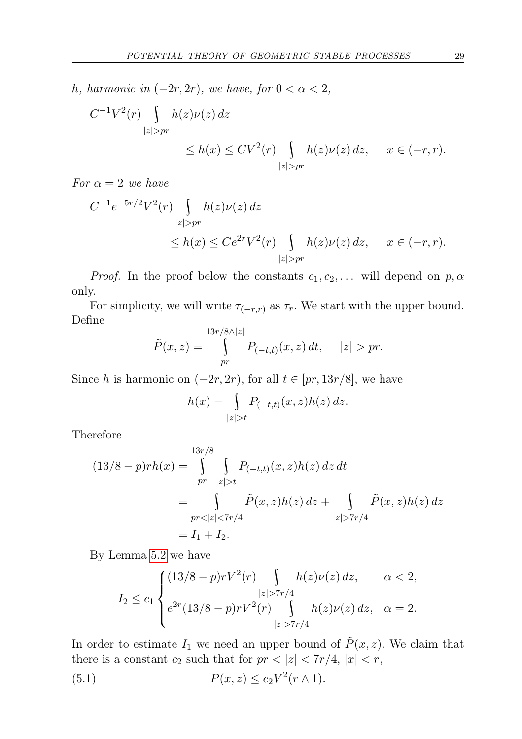*h, harmonic in $(-2r, 2r)$, we have, for $0 < \alpha < 2$,*

$$C^{-1}V^2(r) \int_{|z|>pr} h(z)\nu(z)\,dz \le h(x) \le CV^2(r) \int_{|z|>pr} h(z)\nu(z)\,dz, \qquad x \in (-r, r).$$

*For $\alpha = 2$ we have*

$$C^{-1}e^{-5r/2}V^2(r) \int_{|z|>pr} h(z)\nu(z)\,dz \le h(x) \le Ce^{2r}V^2(r) \int_{|z|>pr} h(z)\nu(z)\,dz, \qquad x \in (-r, r).$$

*Proof.* In the proof below the constants $c_1, c_2, \ldots$ will depend on $p, \alpha$ only.

For simplicity, we will write $\tau_{(-r,r)}$ as $\tau_r$. We start with the upper bound. Define

$$\tilde{P}(x, z) = \int_{pr}^{13r/8 \wedge |z|} P_{(-t,t)}(x, z)\,dt, \qquad |z| > pr.$$

Since $h$ is harmonic on $(-2r, 2r)$, for all $t \in [pr, 13r/8]$, we have

$$h(x) = \int_{|z|>t} P_{(-t,t)}(x, z)h(z)\,dz.$$

Therefore

$$\begin{aligned}
(13/8 - p)rh(x) &= \int_{pr}^{13r/8} \int_{|z|>t} P_{(-t,t)}(x, z)h(z)\,dz\,dt \\
&= \int_{pr<|z|<7r/4} \tilde{P}(x, z)h(z)\,dz + \int_{|z|>7r/4} \tilde{P}(x, z)h(z)\,dz \\
&= I_1 + I_2.
\end{aligned}$$

By Lemma 5.2 we have

$$I_2 \le c_1 \begin{cases} (13/8 - p)rV^2(r) \displaystyle\int_{|z|>7r/4} h(z)\nu(z)\,dz, & \alpha < 2, \\ e^{2r}(13/8 - p)rV^2(r) \displaystyle\int_{|z|>7r/4} h(z)\nu(z)\,dz, & \alpha = 2. \end{cases}$$

In order to estimate $I_1$ we need an upper bound of $\tilde{P}(x, z)$. We claim that there is a constant $c_2$ such that for $pr < |z| < 7r/4$, $|x| < r$,

$$\tilde{P}(x, z) \le c_2 V^2(r \wedge 1). \tag{5.1}$$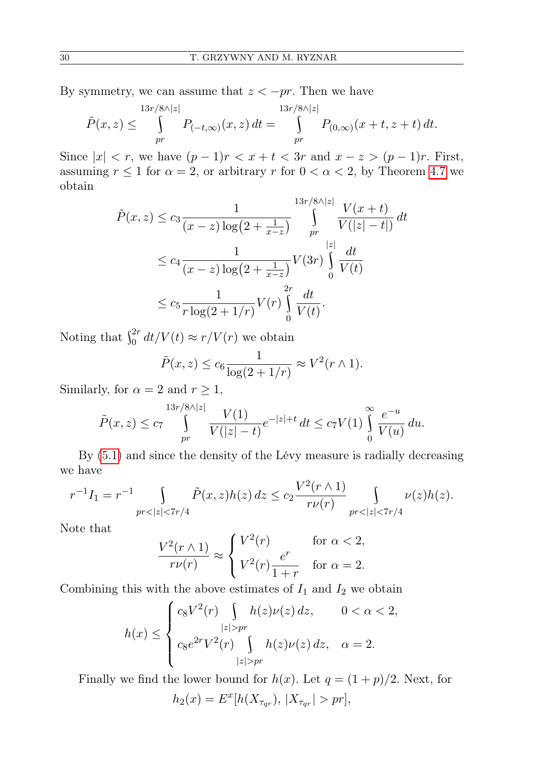By symmetry, we can assume that $z < -pr$. Then we have

$$\tilde{P}(x,z) \le \int_{pr}^{13r/8\wedge|z|} P_{(-t,\infty)}(x,z)\,dt = \int_{pr}^{13r/8\wedge|z|} P_{(0,\infty)}(x+t,z+t)\,dt.$$

Since $|x| < r$, we have $(p-1)r < x+t < 3r$ and $x - z > (p-1)r$. First, assuming $r \le 1$ for $\alpha = 2$, or arbitrary $r$ for $0 < \alpha < 2$, by Theorem 4.7 we obtain

$$\begin{aligned}
\tilde{P}(x,z) &\le c_3 \frac{1}{(x-z)\log\left(2+\frac{1}{x-z}\right)} \int_{pr}^{13r/8\wedge|z|} \frac{V(x+t)}{V(|z|-t|)}\,dt \\
&\le c_4 \frac{1}{(x-z)\log\left(2+\frac{1}{x-z}\right)} V(3r) \int_0^{|z|} \frac{dt}{V(t)} \\
&\le c_5 \frac{1}{r\log(2+1/r)} V(r) \int_0^{2r} \frac{dt}{V(t)}.
\end{aligned}$$

Noting that $\int_0^{2r} dt/V(t) \approx r/V(r)$ we obtain

$$\tilde{P}(x,z) \le c_6 \frac{1}{\log(2+1/r)} \approx V^2(r\wedge 1).$$

Similarly, for $\alpha = 2$ and $r \ge 1$,

$$\tilde{P}(x,z) \le c_7 \int_{pr}^{13r/8\wedge|z|} \frac{V(1)}{V(|z|-t)} e^{-|z|+t}\,dt \le c_7 V(1) \int_0^\infty \frac{e^{-u}}{V(u)}\,du.$$

By (5.1) and since the density of the Lévy measure is radially decreasing we have

$$r^{-1}I_1 = r^{-1} \int_{pr<|z|<7r/4} \tilde{P}(x,z)h(z)\,dz \le c_2 \frac{V^2(r\wedge 1)}{r\nu(r)} \int_{pr<|z|<7r/4} \nu(z)h(z).$$

Note that

$$\frac{V^2(r\wedge 1)}{r\nu(r)} \approx \begin{cases} V^2(r) & \text{for } \alpha < 2, \\ V^2(r)\dfrac{e^r}{1+r} & \text{for } \alpha = 2. \end{cases}$$

Combining this with the above estimates of $I_1$ and $I_2$ we obtain

$$h(x) \le \begin{cases} c_8 V^2(r) \displaystyle\int_{|z|>pr} h(z)\nu(z)\,dz, & 0 < \alpha < 2, \\ c_8 e^{2r} V^2(r) \displaystyle\int_{|z|>pr} h(z)\nu(z)\,dz, & \alpha = 2. \end{cases}$$

Finally we find the lower bound for $h(x)$. Let $q = (1+p)/2$. Next, for

$$h_2(x) = E^x[h(X_{\tau_{qr}}),\, |X_{\tau_{qr}}| > pr],$$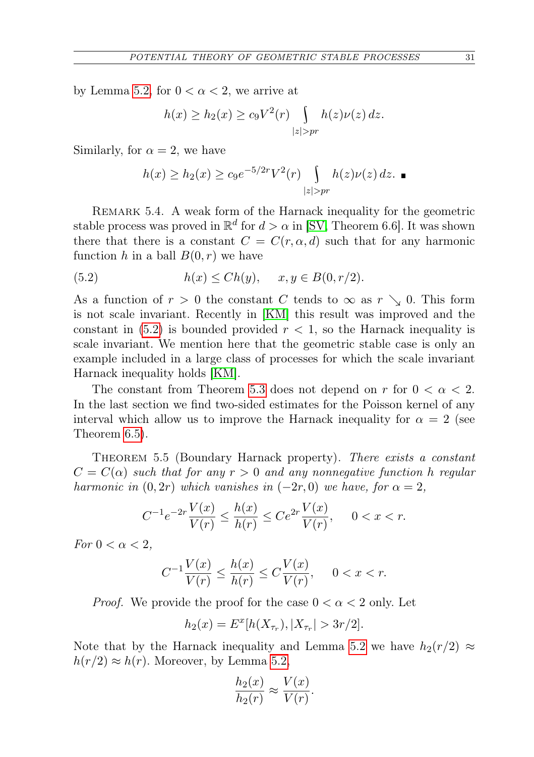by Lemma 5.2, for $0 < \alpha < 2$, we arrive at

$$h(x) \ge h_2(x) \ge c_9 V^2(r) \int\limits_{|z|>pr} h(z)\nu(z)\, dz.$$

Similarly, for $\alpha = 2$, we have

$$h(x) \ge h_2(x) \ge c_9 e^{-5/2r} V^2(r) \int\limits_{|z|>pr} h(z)\nu(z)\, dz. \quad \blacksquare$$

REMARK 5.4. A weak form of the Harnack inequality for the geometric stable process was proved in $\mathbb{R}^d$ for $d > \alpha$ in [SV, Theorem 6.6]. It was shown there that there is a constant $C = C(r, \alpha, d)$ such that for any harmonic function $h$ in a ball $B(0, r)$ we have

$$h(x) \le Ch(y), \quad x, y \in B(0, r/2). \tag{5.2}$$

As a function of $r > 0$ the constant $C$ tends to $\infty$ as $r \searrow 0$. This form is not scale invariant. Recently in [KM] this result was improved and the constant in (5.2) is bounded provided $r < 1$, so the Harnack inequality is scale invariant. We mention here that the geometric stable case is only an example included in a large class of processes for which the scale invariant Harnack inequality holds [KM].

The constant from Theorem 5.3 does not depend on $r$ for $0 < \alpha < 2$. In the last section we find two-sided estimates for the Poisson kernel of any interval which allow us to improve the Harnack inequality for $\alpha = 2$ (see Theorem 6.5).

THEOREM 5.5 (Boundary Harnack property). *There exists a constant $C = C(\alpha)$ such that for any $r > 0$ and any nonnegative function $h$ regular harmonic in $(0, 2r)$ which vanishes in $(-2r, 0)$ we have, for $\alpha = 2$,*

$$C^{-1} e^{-2r} \frac{V(x)}{V(r)} \le \frac{h(x)}{h(r)} \le C e^{2r} \frac{V(x)}{V(r)}, \quad 0 < x < r.$$

*For $0 < \alpha < 2$,*

$$C^{-1} \frac{V(x)}{V(r)} \le \frac{h(x)}{h(r)} \le C \frac{V(x)}{V(r)}, \quad 0 < x < r.$$

*Proof.* We provide the proof for the case $0 < \alpha < 2$ only. Let

$$h_2(x) = E^x[h(X_{\tau_r}), |X_{\tau_r}| > 3r/2].$$

Note that by the Harnack inequality and Lemma 5.2 we have $h_2(r/2) \approx h(r/2) \approx h(r)$. Moreover, by Lemma 5.2,

$$\frac{h_2(x)}{h_2(r)} \approx \frac{V(x)}{V(r)}.$$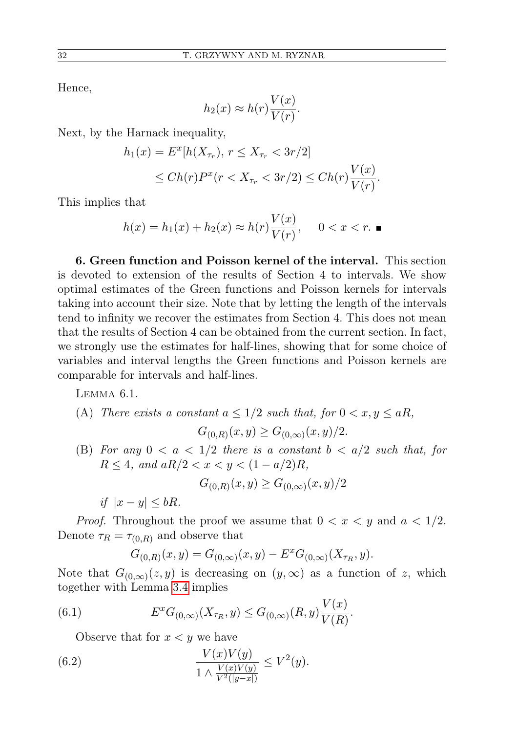Hence,

$$h_2(x) \approx h(r)\frac{V(x)}{V(r)}.$$

Next, by the Harnack inequality,

$$\begin{aligned}
h_1(x) &= E^x[h(X_{\tau_r}),\, r \le X_{\tau_r} < 3r/2] \\
&\le Ch(r)P^x(r < X_{\tau_r} < 3r/2) \le Ch(r)\frac{V(x)}{V(r)}.
\end{aligned}$$

This implies that

$$h(x) = h_1(x) + h_2(x) \approx h(r)\frac{V(x)}{V(r)}, \quad 0 < x < r. \;\blacksquare$$

**6. Green function and Poisson kernel of the interval.** This section is devoted to extension of the results of Section 4 to intervals. We show optimal estimates of the Green functions and Poisson kernels for intervals taking into account their size. Note that by letting the length of the intervals tend to infinity we recover the estimates from Section 4. This does not mean that the results of Section 4 can be obtained from the current section. In fact, we strongly use the estimates for half-lines, showing that for some choice of variables and interval lengths the Green functions and Poisson kernels are comparable for intervals and half-lines.

Lemma 6.1.

(A) *There exists a constant $a \le 1/2$ such that, for $0 < x, y \le aR$,*

$$G_{(0,R)}(x,y) \ge G_{(0,\infty)}(x,y)/2.$$

(B) *For any $0 < a < 1/2$ there is a constant $b < a/2$ such that, for $R \le 4$, and $aR/2 < x < y < (1 - a/2)R$,*

$$G_{(0,R)}(x,y) \ge G_{(0,\infty)}(x,y)/2$$

*if $|x - y| \le bR$.*

*Proof.* Throughout the proof we assume that $0 < x < y$ and $a < 1/2$. Denote $\tau_R = \tau_{(0,R)}$ and observe that

$$G_{(0,R)}(x,y) = G_{(0,\infty)}(x,y) - E^x G_{(0,\infty)}(X_{\tau_R}, y).$$

Note that $G_{(0,\infty)}(z,y)$ is decreasing on $(y,\infty)$ as a function of $z$, which together with Lemma 3.4 implies

$$E^x G_{(0,\infty)}(X_{\tau_R}, y) \le G_{(0,\infty)}(R,y)\frac{V(x)}{V(R)}. \tag{6.1}$$

Observe that for $x < y$ we have

$$\frac{V(x)V(y)}{1 \wedge \frac{V(x)V(y)}{V^2(|y-x|)}} \le V^2(y). \tag{6.2}$$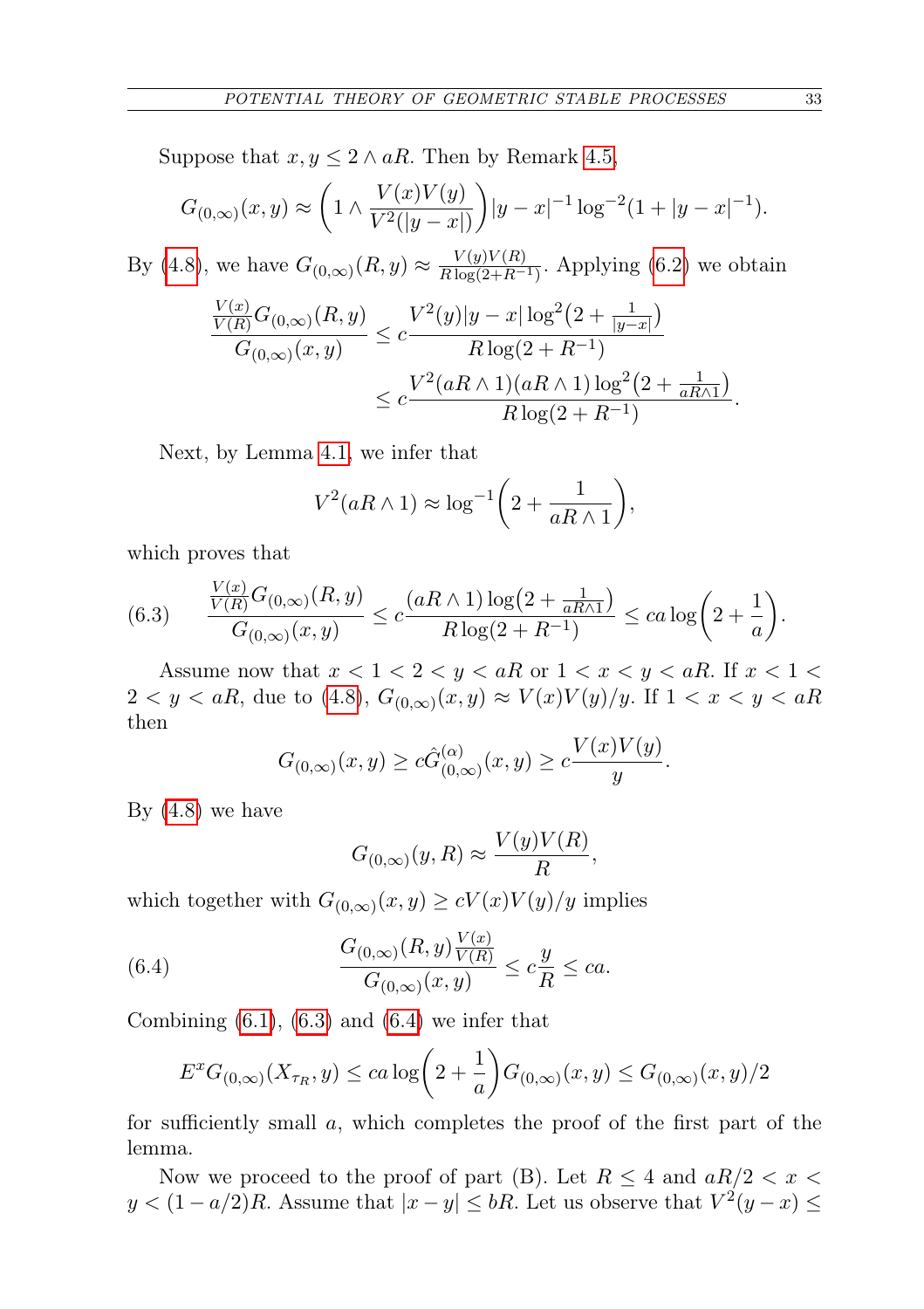Suppose that $x, y \le 2 \wedge aR$. Then by Remark 4.5,

$$G_{(0,\infty)}(x,y) \approx \left(1 \wedge \frac{V(x)V(y)}{V^2(|y-x|)}\right)|y-x|^{-1}\log^{-2}(1+|y-x|^{-1}).$$

By (4.8), we have $G_{(0,\infty)}(R,y) \approx \frac{V(y)V(R)}{R\log(2+R^{-1})}$. Applying (6.2) we obtain

$$\begin{aligned}
\frac{\frac{V(x)}{V(R)}G_{(0,\infty)}(R,y)}{G_{(0,\infty)}(x,y)} &\le c\frac{V^2(y)|y-x|\log^2\left(2+\frac{1}{|y-x|}\right)}{R\log(2+R^{-1})}\\
&\le c\frac{V^2(aR\wedge 1)(aR\wedge 1)\log^2\left(2+\frac{1}{aR\wedge 1}\right)}{R\log(2+R^{-1})}.
\end{aligned}$$

Next, by Lemma 4.1, we infer that

$$V^2(aR\wedge 1) \approx \log^{-1}\left(2+\frac{1}{aR\wedge 1}\right),$$

which proves that

$$\frac{\frac{V(x)}{V(R)}G_{(0,\infty)}(R,y)}{G_{(0,\infty)}(x,y)} \le c\frac{(aR\wedge 1)\log\left(2+\frac{1}{aR\wedge 1}\right)}{R\log(2+R^{-1})} \le ca\log\left(2+\frac{1}{a}\right). \tag{6.3}$$

Assume now that $x<1<2<y<aR$ or $1<x<y<aR$. If $x<1<2<y<aR$, due to (4.8), $G_{(0,\infty)}(x,y)\approx V(x)V(y)/y$. If $1<x<y<aR$ then

$$G_{(0,\infty)}(x,y) \ge c\hat{G}^{(\alpha)}_{(0,\infty)}(x,y) \ge c\frac{V(x)V(y)}{y}.$$

By (4.8) we have

$$G_{(0,\infty)}(y,R) \approx \frac{V(y)V(R)}{R},$$

which together with $G_{(0,\infty)}(x,y) \ge cV(x)V(y)/y$ implies

$$\frac{G_{(0,\infty)}(R,y)\frac{V(x)}{V(R)}}{G_{(0,\infty)}(x,y)} \le c\frac{y}{R} \le ca. \tag{6.4}$$

Combining (6.1), (6.3) and (6.4) we infer that

$$E^xG_{(0,\infty)}(X_{\tau_R},y) \le ca\log\left(2+\frac{1}{a}\right)G_{(0,\infty)}(x,y) \le G_{(0,\infty)}(x,y)/2$$

for sufficiently small $a$, which completes the proof of the first part of the lemma.

Now we proceed to the proof of part (B). Let $R\le 4$ and $aR/2<x<y<(1-a/2)R$. Assume that $|x-y|\le bR$. Let us observe that $V^2(y-x)\le$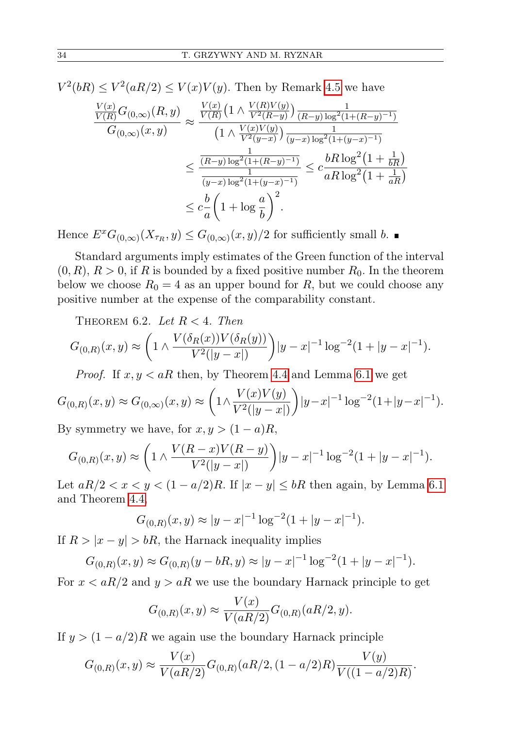$V^2(bR) \le V^2(aR/2) \le V(x)V(y)$. Then by Remark 4.5 we have

$$\frac{\frac{V(x)}{V(R)} G_{(0,\infty)}(R,y)}{G_{(0,\infty)}(x,y)} \approx \frac{\frac{V(x)}{V(R)}\left(1 \wedge \frac{V(R)V(y)}{V^2(R-y)}\right) \frac{1}{(R-y)\log^2(1+(R-y)^{-1})}}{\left(1 \wedge \frac{V(x)V(y)}{V^2(y-x)}\right) \frac{1}{(y-x)\log^2(1+(y-x)^{-1})}}$$

$$\le \frac{\frac{1}{(R-y)\log^2(1+(R-y)^{-1})}}{\frac{1}{(y-x)\log^2(1+(y-x)^{-1})}} \le c\frac{bR\log^2\left(1+\frac{1}{bR}\right)}{aR\log^2\left(1+\frac{1}{aR}\right)}$$

$$\le c\frac{b}{a}\left(1+\log\frac{a}{b}\right)^2.$$

Hence $E^x G_{(0,\infty)}(X_{\tau_R}, y) \le G_{(0,\infty)}(x,y)/2$ for sufficiently small $b$. ∎

Standard arguments imply estimates of the Green function of the interval $(0,R)$, $R>0$, if $R$ is bounded by a fixed positive number $R_0$. In the theorem below we choose $R_0 = 4$ as an upper bound for $R$, but we could choose any positive number at the expense of the comparability constant.

THEOREM 6.2. *Let $R<4$. Then*

$$G_{(0,R)}(x,y) \approx \left(1 \wedge \frac{V(\delta_R(x))V(\delta_R(y))}{V^2(|y-x|)}\right)|y-x|^{-1}\log^{-2}(1+|y-x|^{-1}).$$

*Proof.* If $x,y<aR$ then, by Theorem 4.4 and Lemma 6.1 we get

$$G_{(0,R)}(x,y) \approx G_{(0,\infty)}(x,y) \approx \left(1 \wedge \frac{V(x)V(y)}{V^2(|y-x|)}\right)|y-x|^{-1}\log^{-2}(1+|y-x|^{-1}).$$

By symmetry we have, for $x,y>(1-a)R$,

$$G_{(0,R)}(x,y) \approx \left(1 \wedge \frac{V(R-x)V(R-y)}{V^2(|y-x|)}\right)|y-x|^{-1}\log^{-2}(1+|y-x|^{-1}).$$

Let $aR/2 < x < y < (1-a/2)R$. If $|x-y| \le bR$ then again, by Lemma 6.1 and Theorem 4.4,

$$G_{(0,R)}(x,y) \approx |y-x|^{-1}\log^{-2}(1+|y-x|^{-1}).$$

If $R > |x-y| > bR$, the Harnack inequality implies

$$G_{(0,R)}(x,y) \approx G_{(0,R)}(y-bR,y) \approx |y-x|^{-1}\log^{-2}(1+|y-x|^{-1}).$$

For $x < aR/2$ and $y > aR$ we use the boundary Harnack principle to get

$$G_{(0,R)}(x,y) \approx \frac{V(x)}{V(aR/2)} G_{(0,R)}(aR/2, y).$$

If $y > (1-a/2)R$ we again use the boundary Harnack principle

$$G_{(0,R)}(x,y) \approx \frac{V(x)}{V(aR/2)} G_{(0,R)}(aR/2,(1-a/2)R)\frac{V(y)}{V((1-a/2)R)}.$$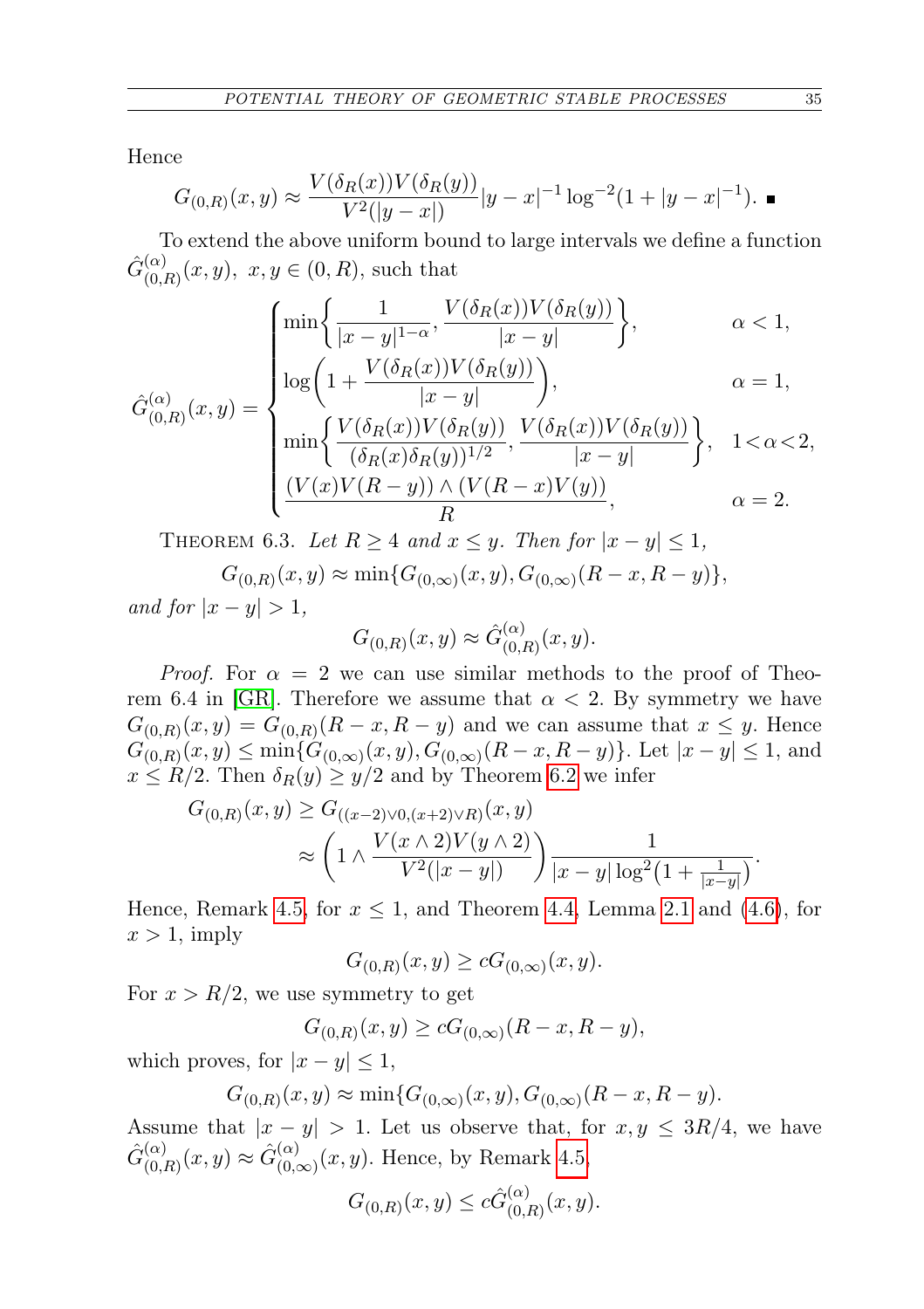Hence

$$G_{(0,R)}(x,y) \approx \frac{V(\delta_R(x))V(\delta_R(y))}{V^2(|y-x|)}|y-x|^{-1}\log^{-2}(1+|y-x|^{-1}). \ \blacksquare$$

To extend the above uniform bound to large intervals we define a function $\hat{G}^{(\alpha)}_{(0,R)}(x,y),\ x,y \in (0,R)$, such that

$$\hat{G}^{(\alpha)}_{(0,R)}(x,y) = \begin{cases} \min\left\{\dfrac{1}{|x-y|^{1-\alpha}}, \dfrac{V(\delta_R(x))V(\delta_R(y))}{|x-y|}\right\}, & \alpha < 1, \\ \log\left(1+\dfrac{V(\delta_R(x))V(\delta_R(y))}{|x-y|}\right), & \alpha = 1, \\ \min\left\{\dfrac{V(\delta_R(x))V(\delta_R(y))}{(\delta_R(x)\delta_R(y))^{1/2}}, \dfrac{V(\delta_R(x))V(\delta_R(y))}{|x-y|}\right\}, & 1<\alpha<2, \\ \dfrac{(V(x)V(R-y)) \wedge (V(R-x)V(y))}{R}, & \alpha = 2. \end{cases}$$

Theorem 6.3. *Let $R \geq 4$ and $x \leq y$. Then for $|x-y| \leq 1$,*

$$G_{(0,R)}(x,y) \approx \min\{G_{(0,\infty)}(x,y), G_{(0,\infty)}(R-x,R-y)\},$$

*and for $|x-y| > 1$,*

$$G_{(0,R)}(x,y) \approx \hat{G}^{(\alpha)}_{(0,R)}(x,y).$$

*Proof.* For $\alpha = 2$ we can use similar methods to the proof of Theorem 6.4 in [GR]. Therefore we assume that $\alpha < 2$. By symmetry we have $G_{(0,R)}(x,y) = G_{(0,R)}(R-x,R-y)$ and we can assume that $x \leq y$. Hence $G_{(0,R)}(x,y) \leq \min\{G_{(0,\infty)}(x,y), G_{(0,\infty)}(R-x,R-y)\}$. Let $|x-y| \leq 1$, and $x \leq R/2$. Then $\delta_R(y) \geq y/2$ and by Theorem 6.2 we infer

$$\begin{aligned} G_{(0,R)}(x,y) &\geq G_{((x-2)\vee 0,(x+2)\vee R)}(x,y) \\ &\approx \left(1 \wedge \frac{V(x\wedge 2)V(y\wedge 2)}{V^2(|x-y|)}\right)\frac{1}{|x-y|\log^2\left(1+\frac{1}{|x-y|}\right)}. \end{aligned}$$

Hence, Remark 4.5, for $x \leq 1$, and Theorem 4.4, Lemma 2.1 and (4.6), for $x > 1$, imply

$$G_{(0,R)}(x,y) \geq cG_{(0,\infty)}(x,y).$$

For $x > R/2$, we use symmetry to get

$$G_{(0,R)}(x,y) \geq cG_{(0,\infty)}(R-x,R-y),$$

which proves, for $|x-y| \leq 1$,

$$G_{(0,R)}(x,y) \approx \min\{G_{(0,\infty)}(x,y), G_{(0,\infty)}(R-x,R-y).$$

Assume that $|x-y| > 1$. Let us observe that, for $x,y \leq 3R/4$, we have $\hat{G}^{(\alpha)}_{(0,R)}(x,y) \approx \hat{G}^{(\alpha)}_{(0,\infty)}(x,y)$. Hence, by Remark 4.5,

$$G_{(0,R)}(x,y) \leq c\hat{G}^{(\alpha)}_{(0,R)}(x,y).$$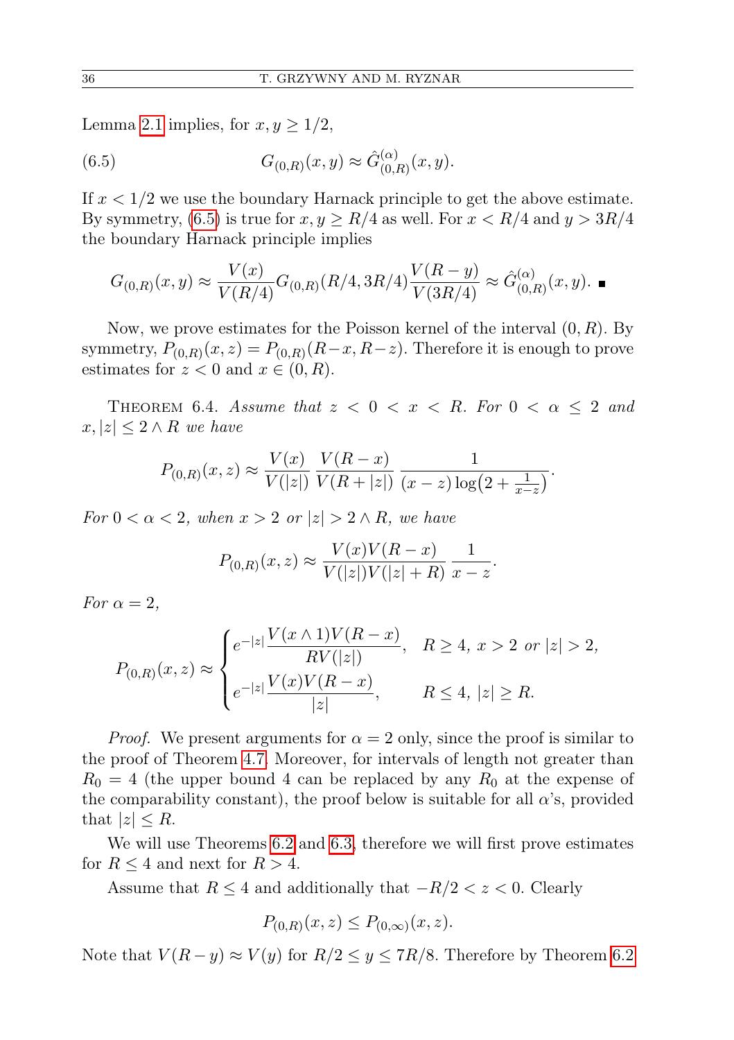Lemma 2.1 implies, for $x, y \geq 1/2$,

$$G_{(0,R)}(x,y) \approx \hat{G}^{(\alpha)}_{(0,R)}(x,y). \tag{6.5}$$

If $x < 1/2$ we use the boundary Harnack principle to get the above estimate. By symmetry, (6.5) is true for $x, y \geq R/4$ as well. For $x < R/4$ and $y > 3R/4$ the boundary Harnack principle implies

$$G_{(0,R)}(x,y) \approx \frac{V(x)}{V(R/4)} G_{(0,R)}(R/4, 3R/4) \frac{V(R-y)}{V(3R/4)} \approx \hat{G}^{(\alpha)}_{(0,R)}(x,y). \;\blacksquare$$

Now, we prove estimates for the Poisson kernel of the interval $(0,R)$. By symmetry, $P_{(0,R)}(x,z) = P_{(0,R)}(R-x, R-z)$. Therefore it is enough to prove estimates for $z < 0$ and $x \in (0,R)$.

Theorem 6.4. *Assume that* $z < 0 < x < R$. *For* $0 < \alpha \leq 2$ *and* $x, |z| \leq 2 \wedge R$ *we have*

$$P_{(0,R)}(x,z) \approx \frac{V(x)}{V(|z|)} \frac{V(R-x)}{V(R+|z|)} \frac{1}{(x-z)\log\left(2 + \frac{1}{x-z}\right)}.$$

*For* $0 < \alpha < 2$, *when* $x > 2$ *or* $|z| > 2 \wedge R$, *we have*

$$P_{(0,R)}(x,z) \approx \frac{V(x)V(R-x)}{V(|z|)V(|z|+R)} \frac{1}{x-z}.$$

*For* $\alpha = 2$,

$$P_{(0,R)}(x,z) \approx \begin{cases} e^{-|z|} \dfrac{V(x \wedge 1)V(R-x)}{RV(|z|)}, & R \geq 4,\ x > 2 \text{ or } |z| > 2, \\[2ex] e^{-|z|} \dfrac{V(x)V(R-x)}{|z|}, & R \leq 4,\ |z| \geq R. \end{cases}$$

*Proof.* We present arguments for $\alpha = 2$ only, since the proof is similar to the proof of Theorem 4.7. Moreover, for intervals of length not greater than $R_0 = 4$ (the upper bound 4 can be replaced by any $R_0$ at the expense of the comparability constant), the proof below is suitable for all $\alpha$'s, provided that $|z| \leq R$.

We will use Theorems 6.2 and 6.3, therefore we will first prove estimates for $R \leq 4$ and next for $R > 4$.

Assume that $R \leq 4$ and additionally that $-R/2 < z < 0$. Clearly

$$P_{(0,R)}(x,z) \leq P_{(0,\infty)}(x,z).$$

Note that $V(R-y) \approx V(y)$ for $R/2 \leq y \leq 7R/8$. Therefore by Theorem 6.2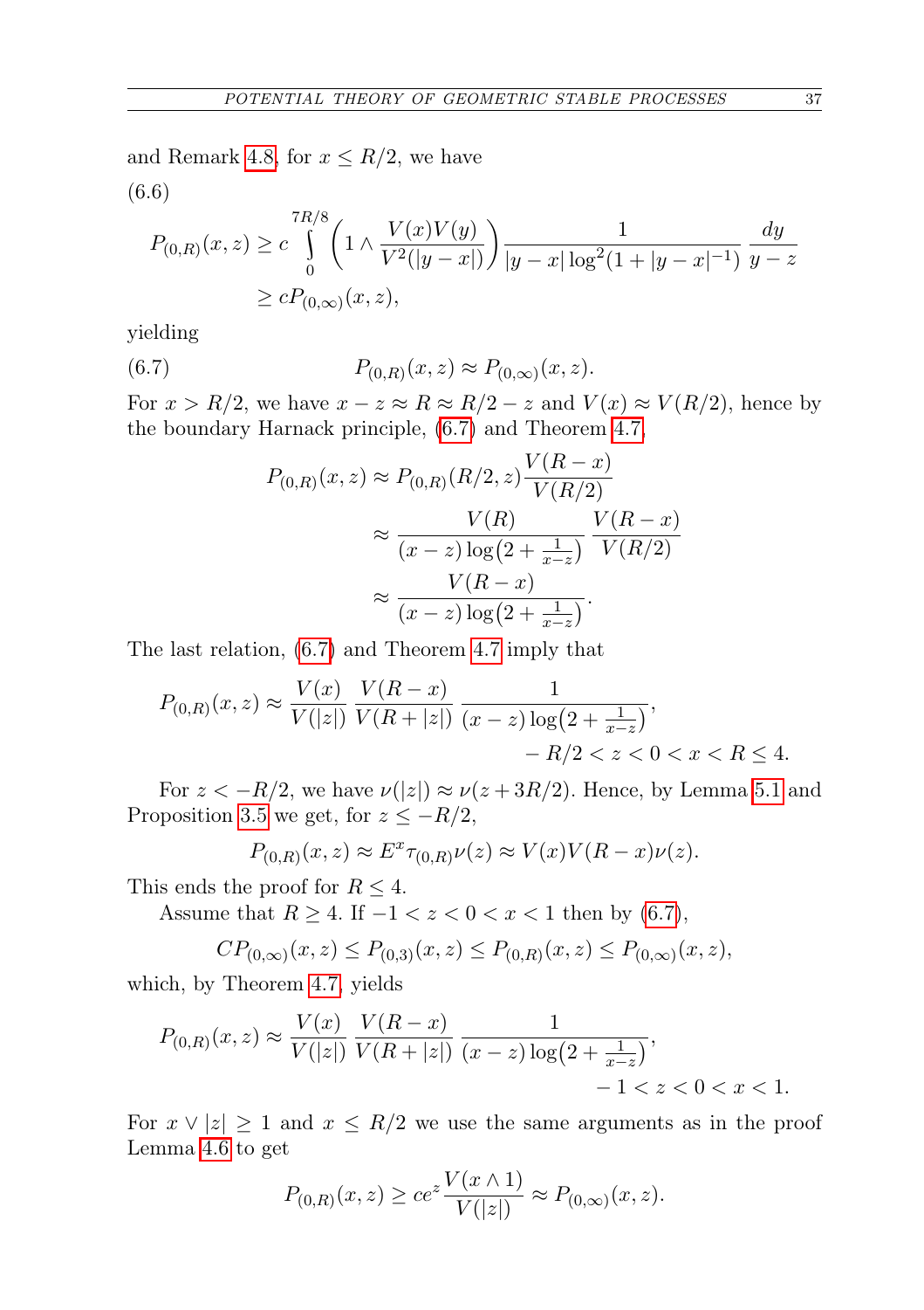and Remark 4.8, for $x \le R/2$, we have

(6.6)

$$P_{(0,R)}(x,z) \ge c \int_0^{7R/8} \left(1 \wedge \frac{V(x)V(y)}{V^2(|y-x|)}\right) \frac{1}{|y-x|\log^2(1+|y-x|^{-1})} \frac{dy}{y-z}$$
$$\ge cP_{(0,\infty)}(x,z),$$

yielding

$$P_{(0,R)}(x,z) \approx P_{(0,\infty)}(x,z). \tag{6.7}$$

For $x > R/2$, we have $x - z \approx R \approx R/2 - z$ and $V(x) \approx V(R/2)$, hence by the boundary Harnack principle, (6.7) and Theorem 4.7,

$$\begin{aligned} P_{(0,R)}(x,z) &\approx P_{(0,R)}(R/2,z)\frac{V(R-x)}{V(R/2)} \\ &\approx \frac{V(R)}{(x-z)\log\left(2+\frac{1}{x-z}\right)} \frac{V(R-x)}{V(R/2)} \\ &\approx \frac{V(R-x)}{(x-z)\log\left(2+\frac{1}{x-z}\right)}. \end{aligned}$$

The last relation, (6.7) and Theorem 4.7 imply that

$$P_{(0,R)}(x,z) \approx \frac{V(x)}{V(|z|)} \frac{V(R-x)}{V(R+|z|)} \frac{1}{(x-z)\log\left(2+\frac{1}{x-z}\right)},$$
$$-R/2 < z < 0 < x < R \le 4.$$

For $z < -R/2$, we have $\nu(|z|) \approx \nu(z + 3R/2)$. Hence, by Lemma 5.1 and Proposition 3.5 we get, for $z \le -R/2$,

$$P_{(0,R)}(x,z) \approx E^x\tau_{(0,R)}\nu(z) \approx V(x)V(R-x)\nu(z).$$

This ends the proof for $R \le 4$.

Assume that $R \ge 4$. If $-1 < z < 0 < x < 1$ then by (6.7),

$$CP_{(0,\infty)}(x,z) \le P_{(0,3)}(x,z) \le P_{(0,R)}(x,z) \le P_{(0,\infty)}(x,z),$$

which, by Theorem 4.7, yields

$$P_{(0,R)}(x,z) \approx \frac{V(x)}{V(|z|)} \frac{V(R-x)}{V(R+|z|)} \frac{1}{(x-z)\log\left(2+\frac{1}{x-z}\right)},$$
$$-1 < z < 0 < x < 1.$$

For $x \vee |z| \ge 1$ and $x \le R/2$ we use the same arguments as in the proof Lemma 4.6 to get

$$P_{(0,R)}(x,z) \ge ce^z \frac{V(x \wedge 1)}{V(|z|)} \approx P_{(0,\infty)}(x,z).$$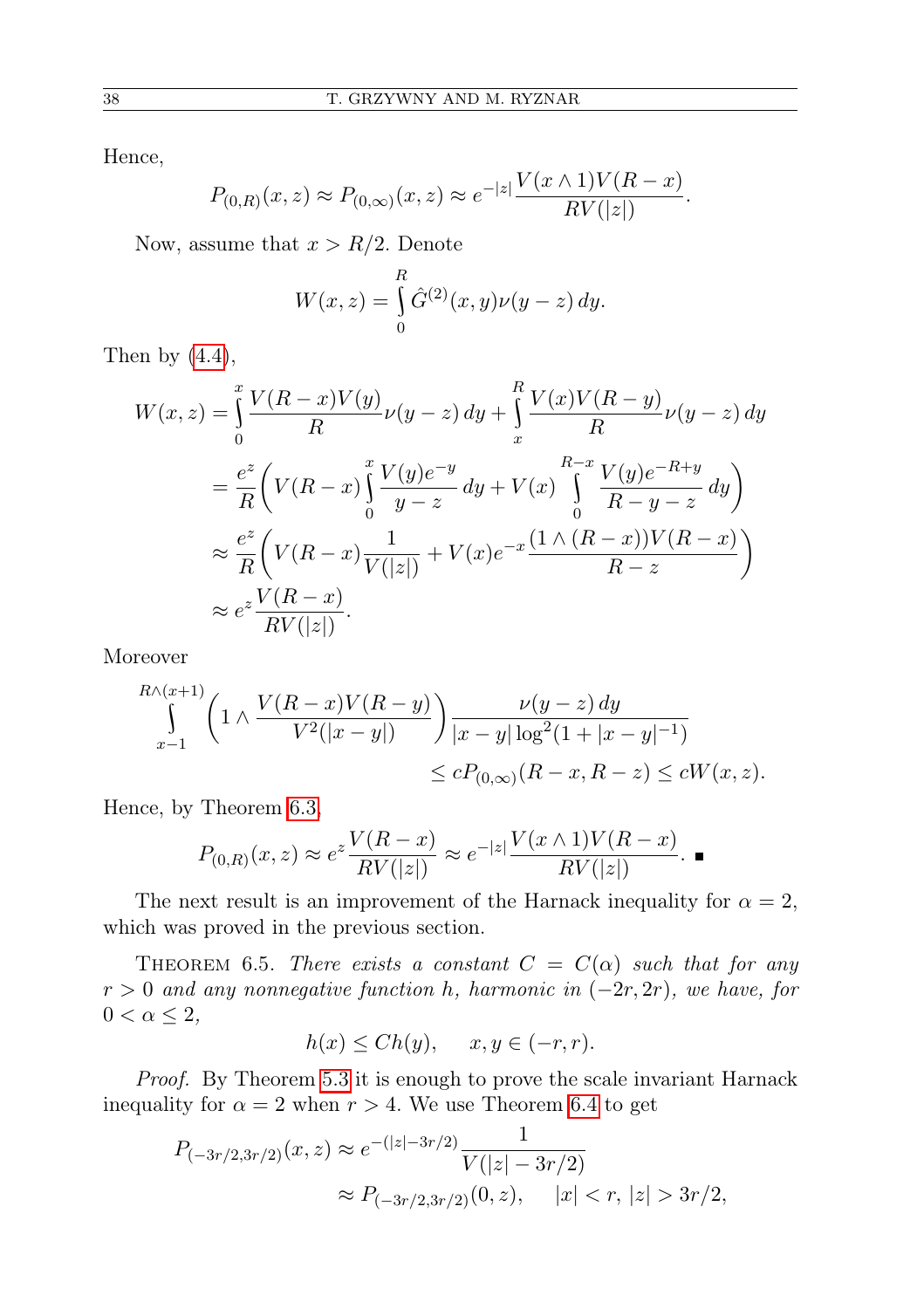Hence,

$$P_{(0,R)}(x,z) \approx P_{(0,\infty)}(x,z) \approx e^{-|z|}\frac{V(x\wedge 1)V(R-x)}{RV(|z|)}.$$

Now, assume that $x > R/2$. Denote

$$W(x,z) = \int_0^R \hat{G}^{(2)}(x,y)\nu(y-z)\,dy.$$

Then by (4.4),

$$\begin{aligned}
W(x,z) &= \int_0^x \frac{V(R-x)V(y)}{R}\nu(y-z)\,dy + \int_x^R \frac{V(x)V(R-y)}{R}\nu(y-z)\,dy \\
&= \frac{e^z}{R}\bigg(V(R-x)\int_0^x \frac{V(y)e^{-y}}{y-z}\,dy + V(x)\int_0^{R-x} \frac{V(y)e^{-R+y}}{R-y-z}\,dy\bigg) \\
&\approx \frac{e^z}{R}\bigg(V(R-x)\frac{1}{V(|z|)} + V(x)e^{-x}\frac{(1\wedge(R-x))V(R-x)}{R-z}\bigg) \\
&\approx e^z\frac{V(R-x)}{RV(|z|)}.
\end{aligned}$$

Moreover

$$\begin{aligned}
\int_{x-1}^{R\wedge(x+1)} \bigg(1\wedge \frac{V(R-x)V(R-y)}{V^2(|x-y|)}\bigg)&\frac{\nu(y-z)\,dy}{|x-y|\log^2(1+|x-y|^{-1})} \\
&\le cP_{(0,\infty)}(R-x,R-z) \le cW(x,z).
\end{aligned}$$

Hence, by Theorem 6.3,

$$P_{(0,R)}(x,z) \approx e^z\frac{V(R-x)}{RV(|z|)} \approx e^{-|z|}\frac{V(x\wedge 1)V(R-x)}{RV(|z|)}. \quad \blacksquare$$

The next result is an improvement of the Harnack inequality for $\alpha = 2$, which was proved in the previous section.

THEOREM 6.5. *There exists a constant $C = C(\alpha)$ such that for any $r > 0$ and any nonnegative function $h$, harmonic in $(-2r, 2r)$, we have, for $0 < \alpha \le 2$,*

$$h(x) \le Ch(y), \qquad x, y \in (-r, r).$$

*Proof.* By Theorem 5.3 it is enough to prove the scale invariant Harnack inequality for $\alpha = 2$ when $r > 4$. We use Theorem 6.4 to get

$$\begin{aligned}
P_{(-3r/2,3r/2)}(x,z) &\approx e^{-(|z|-3r/2)}\frac{1}{V(|z|-3r/2)} \\
&\approx P_{(-3r/2,3r/2)}(0,z), \qquad |x| < r,\ |z| > 3r/2,
\end{aligned}$$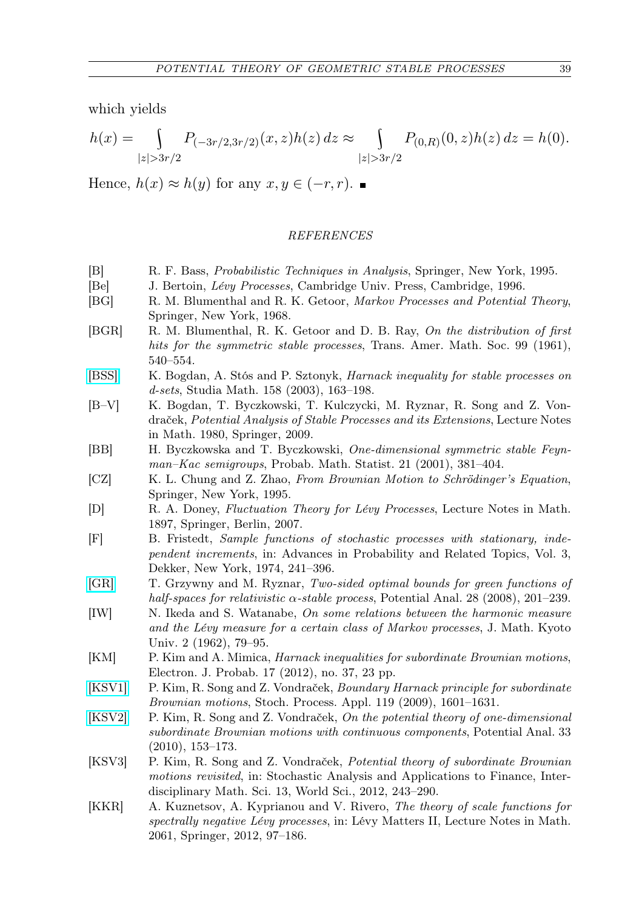which yields

$$h(x) = \int_{|z|>3r/2} P_{(-3r/2,3r/2)}(x,z)h(z)\,dz \approx \int_{|z|>3r/2} P_{(0,R)}(0,z)h(z)\,dz = h(0).$$

Hence, $h(x) \approx h(y)$ for any $x, y \in (-r, r)$. ■

## REFERENCES

[B] R. F. Bass, *Probabilistic Techniques in Analysis*, Springer, New York, 1995.

[Be] J. Bertoin, *Lévy Processes*, Cambridge Univ. Press, Cambridge, 1996.

[BG] R. M. Blumenthal and R. K. Getoor, *Markov Processes and Potential Theory*, Springer, New York, 1968.

[BGR] R. M. Blumenthal, R. K. Getoor and D. B. Ray, *On the distribution of first hits for the symmetric stable processes*, Trans. Amer. Math. Soc. 99 (1961), 540–554.

[BSS] K. Bogdan, A. Stós and P. Sztonyk, *Harnack inequality for stable processes on d-sets*, Studia Math. 158 (2003), 163–198.

[B–V] K. Bogdan, T. Byczkowski, T. Kulczycki, M. Ryznar, R. Song and Z. Vondraček, *Potential Analysis of Stable Processes and its Extensions*, Lecture Notes in Math. 1980, Springer, 2009.

[BB] H. Byczkowska and T. Byczkowski, *One-dimensional symmetric stable Feynman–Kac semigroups*, Probab. Math. Statist. 21 (2001), 381–404.

[CZ] K. L. Chung and Z. Zhao, *From Brownian Motion to Schrödinger's Equation*, Springer, New York, 1995.

[D] R. A. Doney, *Fluctuation Theory for Lévy Processes*, Lecture Notes in Math. 1897, Springer, Berlin, 2007.

[F] B. Fristedt, *Sample functions of stochastic processes with stationary, independent increments*, in: Advances in Probability and Related Topics, Vol. 3, Dekker, New York, 1974, 241–396.

[GR] T. Grzywny and M. Ryznar, *Two-sided optimal bounds for green functions of half-spaces for relativistic α-stable process*, Potential Anal. 28 (2008), 201–239.

[IW] N. Ikeda and S. Watanabe, *On some relations between the harmonic measure and the Lévy measure for a certain class of Markov processes*, J. Math. Kyoto Univ. 2 (1962), 79–95.

[KM] P. Kim and A. Mimica, *Harnack inequalities for subordinate Brownian motions*, Electron. J. Probab. 17 (2012), no. 37, 23 pp.

[KSV1] P. Kim, R. Song and Z. Vondraček, *Boundary Harnack principle for subordinate Brownian motions*, Stoch. Process. Appl. 119 (2009), 1601–1631.

[KSV2] P. Kim, R. Song and Z. Vondraček, *On the potential theory of one-dimensional subordinate Brownian motions with continuous components*, Potential Anal. 33 (2010), 153–173.

[KSV3] P. Kim, R. Song and Z. Vondraček, *Potential theory of subordinate Brownian motions revisited*, in: Stochastic Analysis and Applications to Finance, Interdisciplinary Math. Sci. 13, World Sci., 2012, 243–290.

[KKR] A. Kuznetsov, A. Kyprianou and V. Rivero, *The theory of scale functions for spectrally negative Lévy processes*, in: Lévy Matters II, Lecture Notes in Math. 2061, Springer, 2012, 97–186.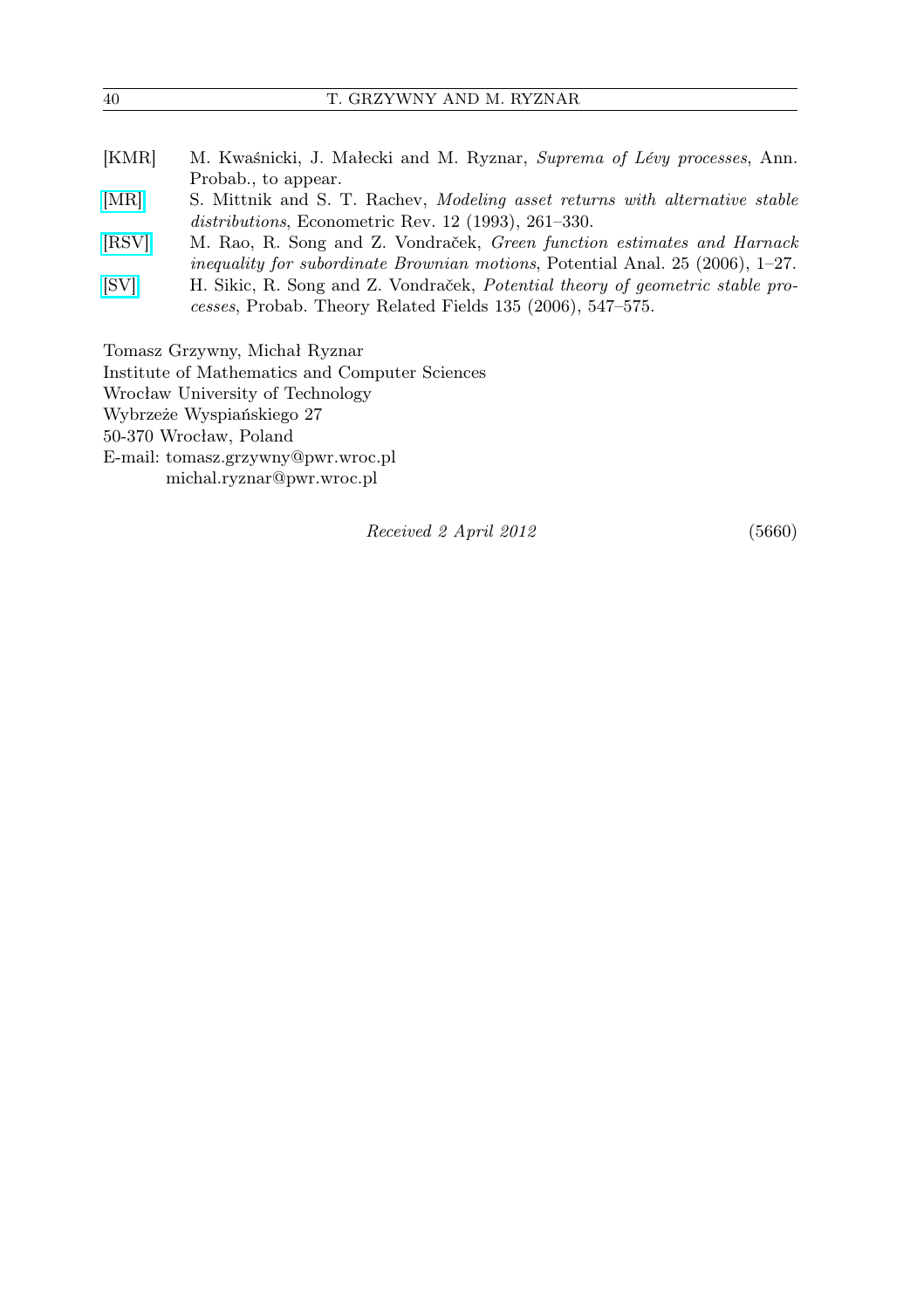[KMR] M. Kwaśnicki, J. Małecki and M. Ryznar, *Suprema of Lévy processes*, Ann. Probab., to appear.

[MR] S. Mittnik and S. T. Rachev, *Modeling asset returns with alternative stable distributions*, Econometric Rev. 12 (1993), 261–330.

[RSV] M. Rao, R. Song and Z. Vondraček, *Green function estimates and Harnack inequality for subordinate Brownian motions*, Potential Anal. 25 (2006), 1–27.

[SV] H. Sikic, R. Song and Z. Vondraček, *Potential theory of geometric stable processes*, Probab. Theory Related Fields 135 (2006), 547–575.

Tomasz Grzywny, Michał Ryznar
Institute of Mathematics and Computer Sciences
Wrocław University of Technology
Wybrzeże Wyspiańskiego 27
50-370 Wrocław, Poland
E-mail: tomasz.grzywny@pwr.wroc.pl
michal.ryznar@pwr.wroc.pl

*Received 2 April 2012* (5660)